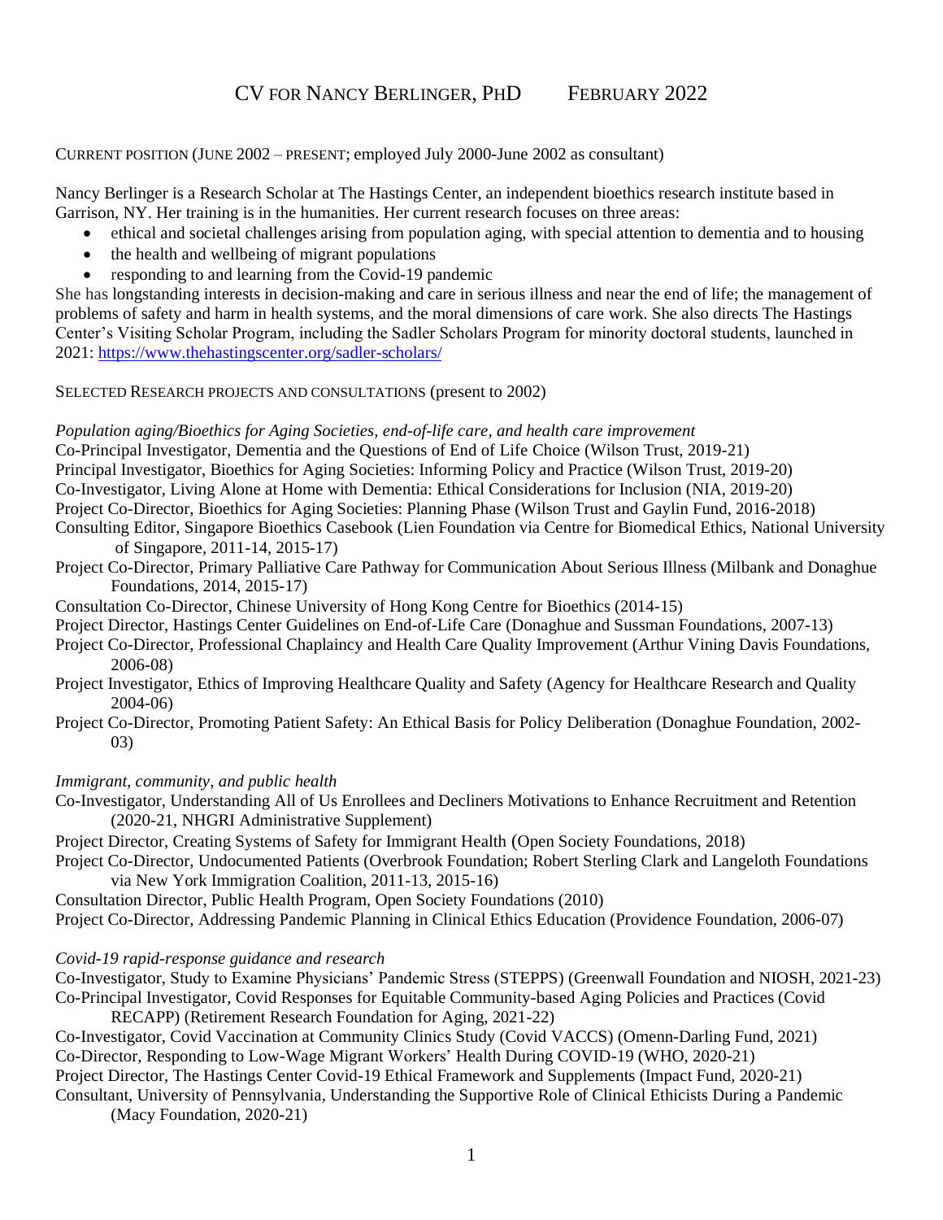# CV FOR NANCY BERLINGER, PHD FEBRUARY 2022

## CURRENT POSITION (JUNE 2002 – PRESENT; employed July 2000-June 2002 as consultant)

Nancy Berlinger is a Research Scholar at The Hastings Center, an independent bioethics research institute based in Garrison, NY. Her training is in the humanities. Her current research focuses on three areas:

- ethical and societal challenges arising from population aging, with special attention to dementia and to housing
- the health and wellbeing of migrant populations
- responding to and learning from the Covid-19 pandemic

She has longstanding interests in decision-making and care in serious illness and near the end of life; the management of problems of safety and harm in health systems, and the moral dimensions of care work. She also directs The Hastings Center's Visiting Scholar Program, including the Sadler Scholars Program for minority doctoral students, launched in 2021: https://www.thehastingscenter.org/sadler-scholars/

## SELECTED RESEARCH PROJECTS AND CONSULTATIONS (present to 2002)

*Population aging/Bioethics for Aging Societies, end-of-life care, and health care improvement*

Co-Principal Investigator, Dementia and the Questions of End of Life Choice (Wilson Trust, 2019-21)
Principal Investigator, Bioethics for Aging Societies: Informing Policy and Practice (Wilson Trust, 2019-20)
Co-Investigator, Living Alone at Home with Dementia: Ethical Considerations for Inclusion (NIA, 2019-20)
Project Co-Director, Bioethics for Aging Societies: Planning Phase (Wilson Trust and Gaylin Fund, 2016-2018)
Consulting Editor, Singapore Bioethics Casebook (Lien Foundation via Centre for Biomedical Ethics, National University of Singapore, 2011-14, 2015-17)
Project Co-Director, Primary Palliative Care Pathway for Communication About Serious Illness (Milbank and Donaghue Foundations, 2014, 2015-17)
Consultation Co-Director, Chinese University of Hong Kong Centre for Bioethics (2014-15)
Project Director, Hastings Center Guidelines on End-of-Life Care (Donaghue and Sussman Foundations, 2007-13)
Project Co-Director, Professional Chaplaincy and Health Care Quality Improvement (Arthur Vining Davis Foundations, 2006-08)
Project Investigator, Ethics of Improving Healthcare Quality and Safety (Agency for Healthcare Research and Quality 2004-06)
Project Co-Director, Promoting Patient Safety: An Ethical Basis for Policy Deliberation (Donaghue Foundation, 2002-03)

*Immigrant, community, and public health*

Co-Investigator, Understanding All of Us Enrollees and Decliners Motivations to Enhance Recruitment and Retention (2020-21, NHGRI Administrative Supplement)
Project Director, Creating Systems of Safety for Immigrant Health (Open Society Foundations, 2018)
Project Co-Director, Undocumented Patients (Overbrook Foundation; Robert Sterling Clark and Langeloth Foundations via New York Immigration Coalition, 2011-13, 2015-16)
Consultation Director, Public Health Program, Open Society Foundations (2010)
Project Co-Director, Addressing Pandemic Planning in Clinical Ethics Education (Providence Foundation, 2006-07)

*Covid-19 rapid-response guidance and research*

Co-Investigator, Study to Examine Physicians' Pandemic Stress (STEPPS) (Greenwall Foundation and NIOSH, 2021-23)
Co-Principal Investigator, Covid Responses for Equitable Community-based Aging Policies and Practices (Covid RECAPP) (Retirement Research Foundation for Aging, 2021-22)
Co-Investigator, Covid Vaccination at Community Clinics Study (Covid VACCS) (Omenn-Darling Fund, 2021)
Co-Director, Responding to Low-Wage Migrant Workers' Health During COVID-19 (WHO, 2020-21)
Project Director, The Hastings Center Covid-19 Ethical Framework and Supplements (Impact Fund, 2020-21)
Consultant, University of Pennsylvania, Understanding the Supportive Role of Clinical Ethicists During a Pandemic (Macy Foundation, 2020-21)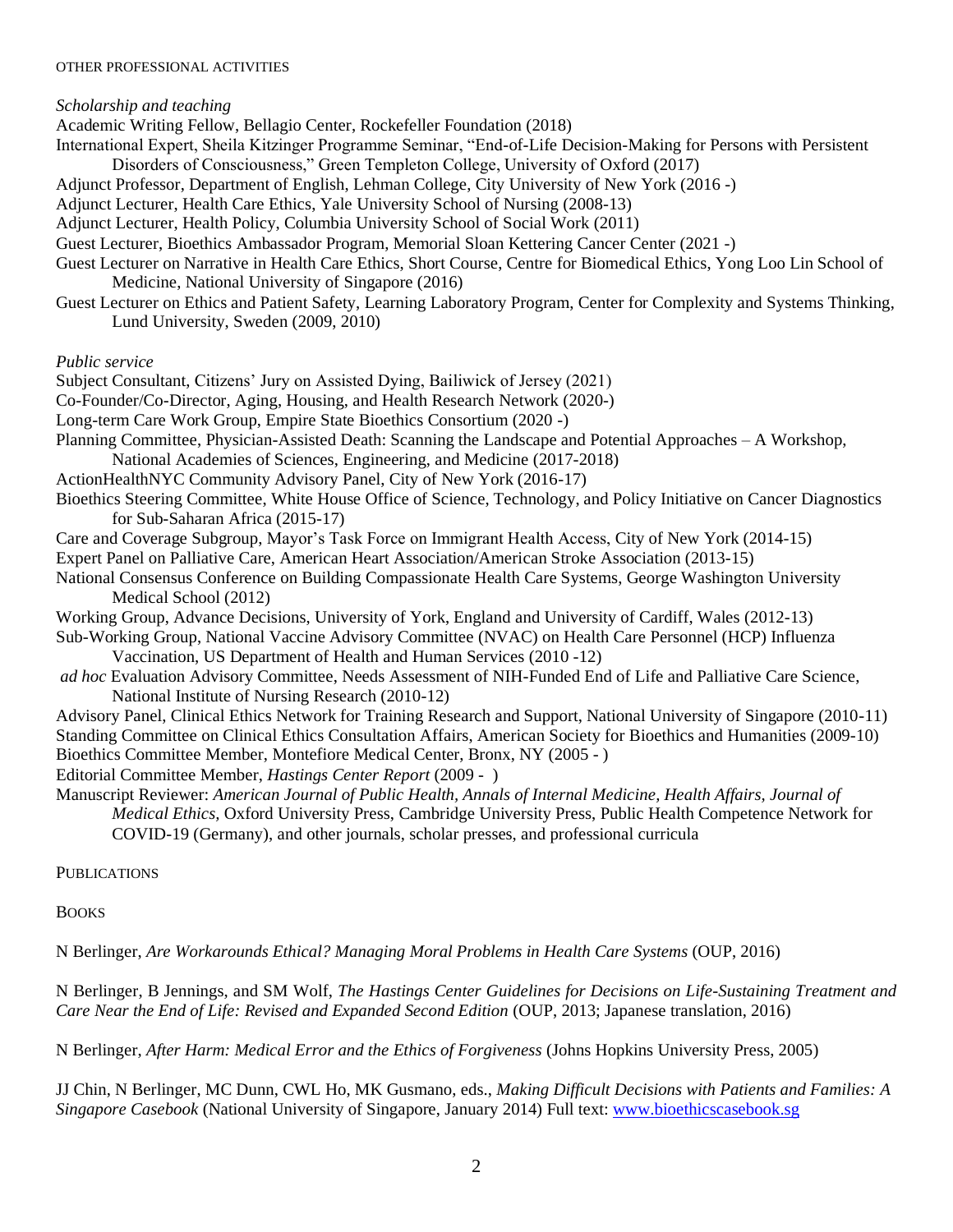OTHER PROFESSIONAL ACTIVITIES

*Scholarship and teaching*

Academic Writing Fellow, Bellagio Center, Rockefeller Foundation (2018)

International Expert, Sheila Kitzinger Programme Seminar, "End-of-Life Decision-Making for Persons with Persistent Disorders of Consciousness," Green Templeton College, University of Oxford (2017)

Adjunct Professor, Department of English, Lehman College, City University of New York (2016 -)

Adjunct Lecturer, Health Care Ethics, Yale University School of Nursing (2008-13)

Adjunct Lecturer, Health Policy, Columbia University School of Social Work (2011)

Guest Lecturer, Bioethics Ambassador Program, Memorial Sloan Kettering Cancer Center (2021 -)

Guest Lecturer on Narrative in Health Care Ethics, Short Course, Centre for Biomedical Ethics, Yong Loo Lin School of Medicine, National University of Singapore (2016)

Guest Lecturer on Ethics and Patient Safety, Learning Laboratory Program, Center for Complexity and Systems Thinking, Lund University, Sweden (2009, 2010)

*Public service*

Subject Consultant, Citizens' Jury on Assisted Dying, Bailiwick of Jersey (2021)

Co-Founder/Co-Director, Aging, Housing, and Health Research Network (2020-)

Long-term Care Work Group, Empire State Bioethics Consortium (2020 -)

Planning Committee, Physician-Assisted Death: Scanning the Landscape and Potential Approaches – A Workshop, National Academies of Sciences, Engineering, and Medicine (2017-2018)

ActionHealthNYC Community Advisory Panel, City of New York (2016-17)

Bioethics Steering Committee, White House Office of Science, Technology, and Policy Initiative on Cancer Diagnostics for Sub-Saharan Africa (2015-17)

Care and Coverage Subgroup, Mayor's Task Force on Immigrant Health Access, City of New York (2014-15)

Expert Panel on Palliative Care, American Heart Association/American Stroke Association (2013-15)

National Consensus Conference on Building Compassionate Health Care Systems, George Washington University Medical School (2012)

Working Group, Advance Decisions, University of York, England and University of Cardiff, Wales (2012-13)

Sub-Working Group, National Vaccine Advisory Committee (NVAC) on Health Care Personnel (HCP) Influenza Vaccination, US Department of Health and Human Services (2010 -12)

*ad hoc* Evaluation Advisory Committee, Needs Assessment of NIH-Funded End of Life and Palliative Care Science, National Institute of Nursing Research (2010-12)

Advisory Panel, Clinical Ethics Network for Training Research and Support, National University of Singapore (2010-11)

Standing Committee on Clinical Ethics Consultation Affairs, American Society for Bioethics and Humanities (2009-10)

Bioethics Committee Member, Montefiore Medical Center, Bronx, NY (2005 - )

Editorial Committee Member, *Hastings Center Report* (2009 - )

Manuscript Reviewer: *American Journal of Public Health, Annals of Internal Medicine, Health Affairs, Journal of Medical Ethics*, Oxford University Press, Cambridge University Press, Public Health Competence Network for COVID-19 (Germany), and other journals, scholar presses, and professional curricula

PUBLICATIONS

BOOKS

N Berlinger, *Are Workarounds Ethical? Managing Moral Problems in Health Care Systems* (OUP, 2016)

N Berlinger, B Jennings, and SM Wolf, *The Hastings Center Guidelines for Decisions on Life-Sustaining Treatment and Care Near the End of Life: Revised and Expanded Second Edition* (OUP, 2013; Japanese translation, 2016)

N Berlinger, *After Harm: Medical Error and the Ethics of Forgiveness* (Johns Hopkins University Press, 2005)

JJ Chin, N Berlinger, MC Dunn, CWL Ho, MK Gusmano, eds., *Making Difficult Decisions with Patients and Families: A Singapore Casebook* (National University of Singapore, January 2014) Full text: www.bioethicscasebook.sg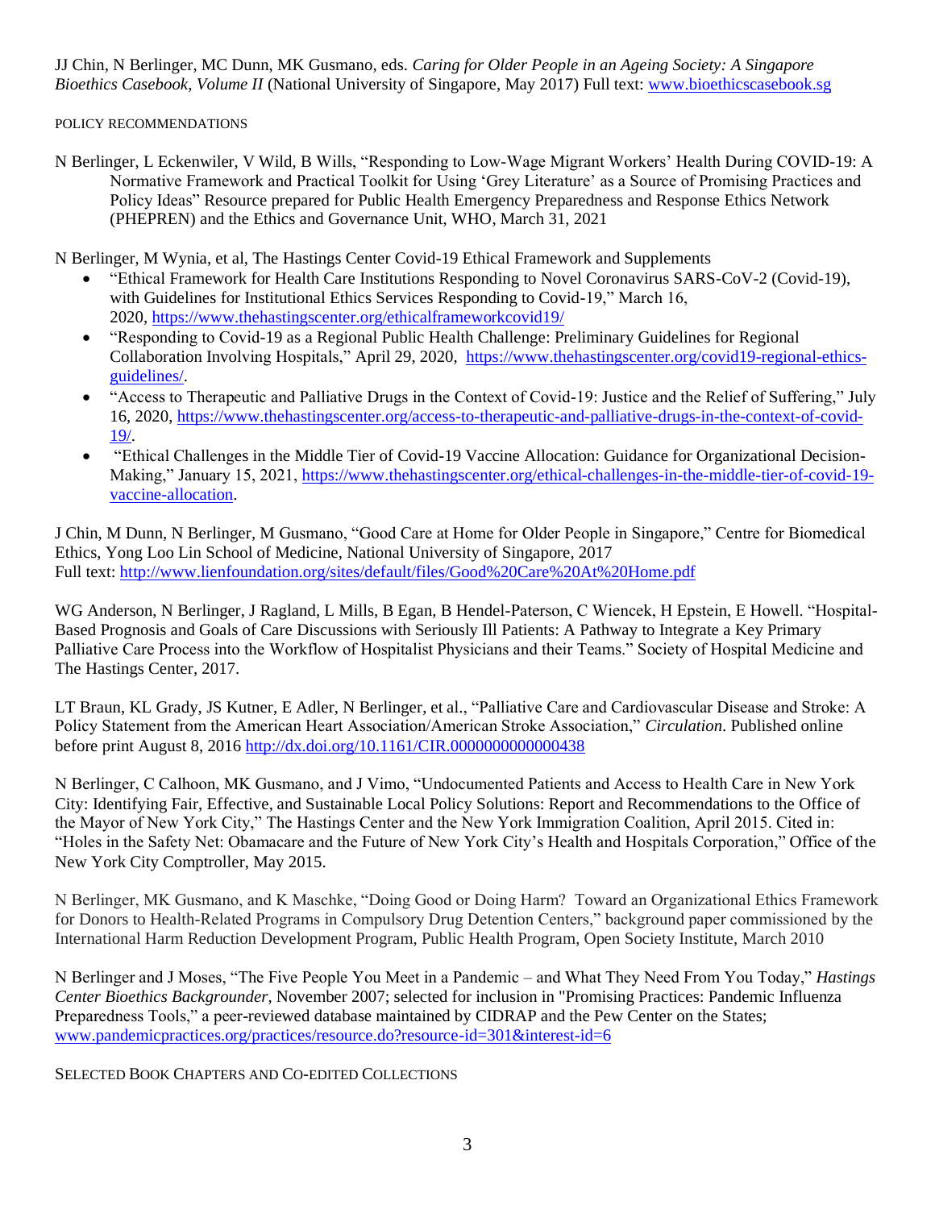JJ Chin, N Berlinger, MC Dunn, MK Gusmano, eds. *Caring for Older People in an Ageing Society: A Singapore Bioethics Casebook, Volume II* (National University of Singapore, May 2017) Full text: www.bioethicscasebook.sg

## POLICY RECOMMENDATIONS

N Berlinger, L Eckenwiler, V Wild, B Wills, "Responding to Low-Wage Migrant Workers' Health During COVID-19: A Normative Framework and Practical Toolkit for Using 'Grey Literature' as a Source of Promising Practices and Policy Ideas" Resource prepared for Public Health Emergency Preparedness and Response Ethics Network (PHEPREN) and the Ethics and Governance Unit, WHO, March 31, 2021

N Berlinger, M Wynia, et al, The Hastings Center Covid-19 Ethical Framework and Supplements

- "Ethical Framework for Health Care Institutions Responding to Novel Coronavirus SARS-CoV-2 (Covid-19), with Guidelines for Institutional Ethics Services Responding to Covid-19," March 16, 2020, https://www.thehastingscenter.org/ethicalframeworkcovid19/
- "Responding to Covid-19 as a Regional Public Health Challenge: Preliminary Guidelines for Regional Collaboration Involving Hospitals," April 29, 2020, https://www.thehastingscenter.org/covid19-regional-ethics-guidelines/.
- "Access to Therapeutic and Palliative Drugs in the Context of Covid-19: Justice and the Relief of Suffering," July 16, 2020, https://www.thehastingscenter.org/access-to-therapeutic-and-palliative-drugs-in-the-context-of-covid-19/.
- "Ethical Challenges in the Middle Tier of Covid-19 Vaccine Allocation: Guidance for Organizational Decision-Making," January 15, 2021, https://www.thehastingscenter.org/ethical-challenges-in-the-middle-tier-of-covid-19-vaccine-allocation.

J Chin, M Dunn, N Berlinger, M Gusmano, "Good Care at Home for Older People in Singapore," Centre for Biomedical Ethics, Yong Loo Lin School of Medicine, National University of Singapore, 2017
Full text: http://www.lienfoundation.org/sites/default/files/Good%20Care%20At%20Home.pdf

WG Anderson, N Berlinger, J Ragland, L Mills, B Egan, B Hendel-Paterson, C Wiencek, H Epstein, E Howell. "Hospital-Based Prognosis and Goals of Care Discussions with Seriously Ill Patients: A Pathway to Integrate a Key Primary Palliative Care Process into the Workflow of Hospitalist Physicians and their Teams." Society of Hospital Medicine and The Hastings Center, 2017.

LT Braun, KL Grady, JS Kutner, E Adler, N Berlinger, et al., "Palliative Care and Cardiovascular Disease and Stroke: A Policy Statement from the American Heart Association/American Stroke Association," *Circulation.* Published online before print August 8, 2016 http://dx.doi.org/10.1161/CIR.0000000000000438

N Berlinger, C Calhoon, MK Gusmano, and J Vimo, "Undocumented Patients and Access to Health Care in New York City: Identifying Fair, Effective, and Sustainable Local Policy Solutions: Report and Recommendations to the Office of the Mayor of New York City," The Hastings Center and the New York Immigration Coalition, April 2015. Cited in: "Holes in the Safety Net: Obamacare and the Future of New York City's Health and Hospitals Corporation," Office of the New York City Comptroller, May 2015.

N Berlinger, MK Gusmano, and K Maschke, "Doing Good or Doing Harm? Toward an Organizational Ethics Framework for Donors to Health-Related Programs in Compulsory Drug Detention Centers," background paper commissioned by the International Harm Reduction Development Program, Public Health Program, Open Society Institute, March 2010

N Berlinger and J Moses, "The Five People You Meet in a Pandemic – and What They Need From You Today," *Hastings Center Bioethics Backgrounder*, November 2007; selected for inclusion in "Promising Practices: Pandemic Influenza Preparedness Tools," a peer-reviewed database maintained by CIDRAP and the Pew Center on the States; www.pandemicpractices.org/practices/resource.do?resource-id=301&interest-id=6

## SELECTED BOOK CHAPTERS AND CO-EDITED COLLECTIONS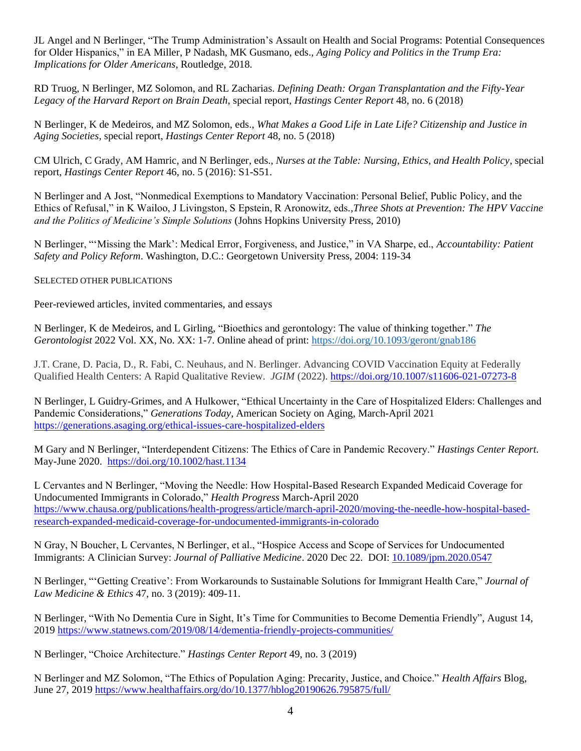JL Angel and N Berlinger, "The Trump Administration's Assault on Health and Social Programs: Potential Consequences for Older Hispanics," in EA Miller, P Nadash, MK Gusmano, eds., *Aging Policy and Politics in the Trump Era: Implications for Older Americans*, Routledge, 2018.

RD Truog, N Berlinger, MZ Solomon, and RL Zacharias. *Defining Death: Organ Transplantation and the Fifty-Year Legacy of the Harvard Report on Brain Death*, special report, *Hastings Center Report* 48, no. 6 (2018)

N Berlinger, K de Medeiros, and MZ Solomon, eds., *What Makes a Good Life in Late Life? Citizenship and Justice in Aging Societies*, special report, *Hastings Center Report* 48, no. 5 (2018)

CM Ulrich, C Grady, AM Hamric, and N Berlinger, eds., *Nurses at the Table: Nursing, Ethics, and Health Policy*, special report, *Hastings Center Report* 46, no. 5 (2016): S1-S51.

N Berlinger and A Jost, "Nonmedical Exemptions to Mandatory Vaccination: Personal Belief, Public Policy, and the Ethics of Refusal," in K Wailoo, J Livingston, S Epstein, R Aronowitz, eds.,*Three Shots at Prevention: The HPV Vaccine and the Politics of Medicine's Simple Solutions* (Johns Hopkins University Press, 2010)

N Berlinger, "'Missing the Mark': Medical Error, Forgiveness, and Justice," in VA Sharpe, ed., *Accountability: Patient Safety and Policy Reform*. Washington, D.C.: Georgetown University Press, 2004: 119-34

SELECTED OTHER PUBLICATIONS

Peer-reviewed articles, invited commentaries, and essays

N Berlinger, K de Medeiros, and L Girling, "Bioethics and gerontology: The value of thinking together." *The Gerontologist* 2022 Vol. XX, No. XX: 1-7. Online ahead of print: https://doi.org/10.1093/geront/gnab186

J.T. Crane, D. Pacia, D., R. Fabi, C. Neuhaus, and N. Berlinger. Advancing COVID Vaccination Equity at Federally Qualified Health Centers: A Rapid Qualitative Review. *JGIM* (2022). https://doi.org/10.1007/s11606-021-07273-8

N Berlinger, L Guidry-Grimes, and A Hulkower, "Ethical Uncertainty in the Care of Hospitalized Elders: Challenges and Pandemic Considerations," *Generations Today*, American Society on Aging, March-April 2021 https://generations.asaging.org/ethical-issues-care-hospitalized-elders

M Gary and N Berlinger, "Interdependent Citizens: The Ethics of Care in Pandemic Recovery." *Hastings Center Report*. May-June 2020. https://doi.org/10.1002/hast.1134

L Cervantes and N Berlinger, "Moving the Needle: How Hospital-Based Research Expanded Medicaid Coverage for Undocumented Immigrants in Colorado," *Health Progress* March-April 2020 https://www.chausa.org/publications/health-progress/article/march-april-2020/moving-the-needle-how-hospital-based-research-expanded-medicaid-coverage-for-undocumented-immigrants-in-colorado

N Gray, N Boucher, L Cervantes, N Berlinger, et al., "Hospice Access and Scope of Services for Undocumented Immigrants: A Clinician Survey: *Journal of Palliative Medicine*. 2020 Dec 22. DOI: 10.1089/jpm.2020.0547

N Berlinger, "'Getting Creative': From Workarounds to Sustainable Solutions for Immigrant Health Care," *Journal of Law Medicine & Ethics* 47, no. 3 (2019): 409-11.

N Berlinger, "With No Dementia Cure in Sight, It's Time for Communities to Become Dementia Friendly", August 14, 2019 https://www.statnews.com/2019/08/14/dementia-friendly-projects-communities/

N Berlinger, "Choice Architecture." *Hastings Center Report* 49, no. 3 (2019)

N Berlinger and MZ Solomon, "The Ethics of Population Aging: Precarity, Justice, and Choice." *Health Affairs* Blog, June 27, 2019 https://www.healthaffairs.org/do/10.1377/hblog20190626.795875/full/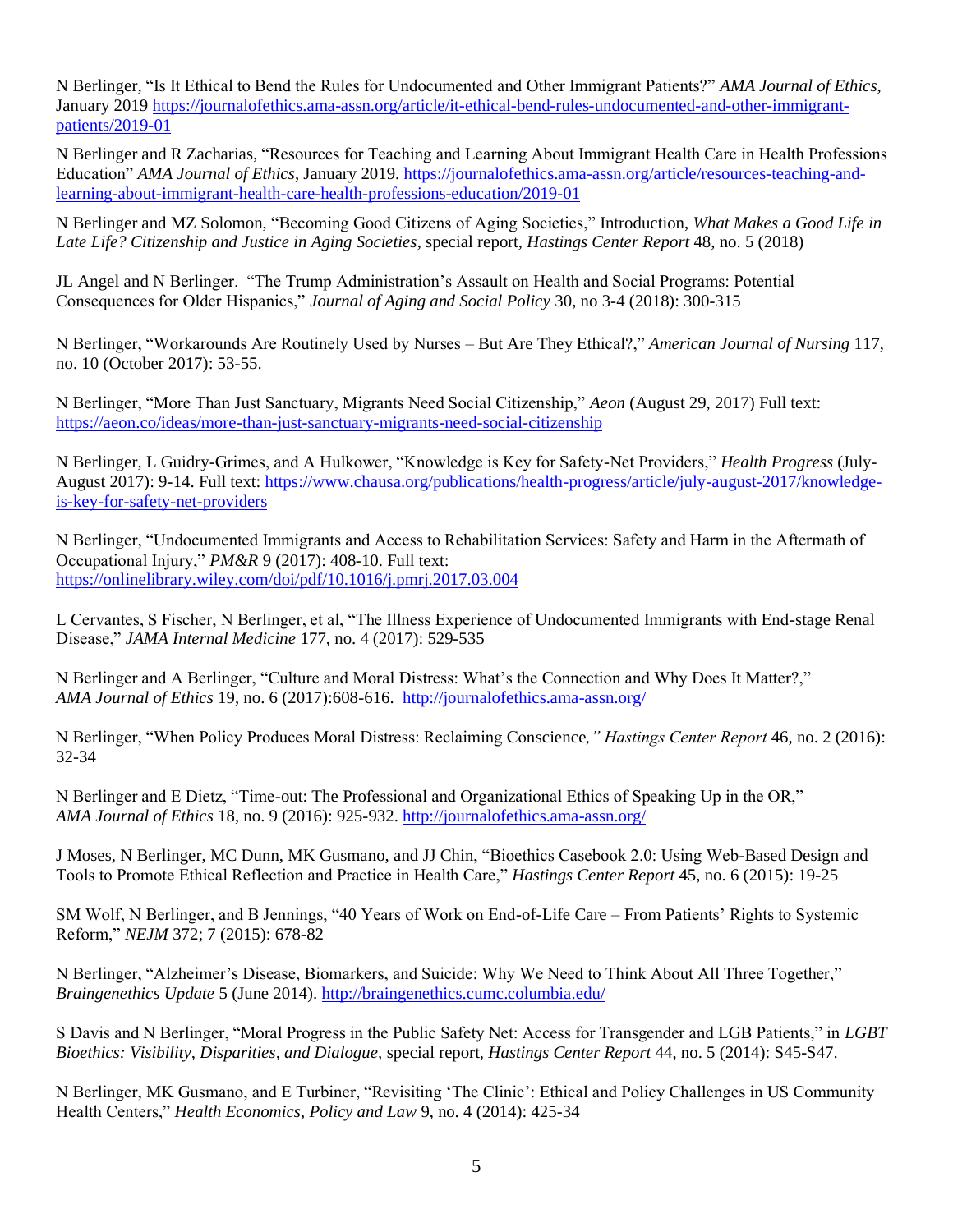N Berlinger, "Is It Ethical to Bend the Rules for Undocumented and Other Immigrant Patients?" *AMA Journal of Ethics*, January 2019 https://journalofethics.ama-assn.org/article/it-ethical-bend-rules-undocumented-and-other-immigrant-patients/2019-01

N Berlinger and R Zacharias, "Resources for Teaching and Learning About Immigrant Health Care in Health Professions Education" *AMA Journal of Ethics*, January 2019. https://journalofethics.ama-assn.org/article/resources-teaching-and-learning-about-immigrant-health-care-health-professions-education/2019-01

N Berlinger and MZ Solomon, "Becoming Good Citizens of Aging Societies," Introduction, *What Makes a Good Life in Late Life? Citizenship and Justice in Aging Societies*, special report, *Hastings Center Report* 48, no. 5 (2018)

JL Angel and N Berlinger. "The Trump Administration's Assault on Health and Social Programs: Potential Consequences for Older Hispanics," *Journal of Aging and Social Policy* 30, no 3-4 (2018): 300-315

N Berlinger, "Workarounds Are Routinely Used by Nurses – But Are They Ethical?," *American Journal of Nursing* 117, no. 10 (October 2017): 53-55.

N Berlinger, "More Than Just Sanctuary, Migrants Need Social Citizenship," *Aeon* (August 29, 2017) Full text: https://aeon.co/ideas/more-than-just-sanctuary-migrants-need-social-citizenship

N Berlinger, L Guidry-Grimes, and A Hulkower, "Knowledge is Key for Safety-Net Providers," *Health Progress* (July-August 2017): 9-14. Full text: https://www.chausa.org/publications/health-progress/article/july-august-2017/knowledge-is-key-for-safety-net-providers

N Berlinger, "Undocumented Immigrants and Access to Rehabilitation Services: Safety and Harm in the Aftermath of Occupational Injury," *PM&R* 9 (2017): 408-10. Full text: https://onlinelibrary.wiley.com/doi/pdf/10.1016/j.pmrj.2017.03.004

L Cervantes, S Fischer, N Berlinger, et al, "The Illness Experience of Undocumented Immigrants with End-stage Renal Disease," *JAMA Internal Medicine* 177, no. 4 (2017): 529-535

N Berlinger and A Berlinger, "Culture and Moral Distress: What's the Connection and Why Does It Matter?," *AMA Journal of Ethics* 19, no. 6 (2017):608-616. http://journalofethics.ama-assn.org/

N Berlinger, "When Policy Produces Moral Distress: Reclaiming Conscience*," Hastings Center Report* 46, no. 2 (2016): 32-34

N Berlinger and E Dietz, "Time-out: The Professional and Organizational Ethics of Speaking Up in the OR," *AMA Journal of Ethics* 18, no. 9 (2016): 925-932. http://journalofethics.ama-assn.org/

J Moses, N Berlinger, MC Dunn, MK Gusmano, and JJ Chin, "Bioethics Casebook 2.0: Using Web-Based Design and Tools to Promote Ethical Reflection and Practice in Health Care," *Hastings Center Report* 45, no. 6 (2015): 19-25

SM Wolf, N Berlinger, and B Jennings, "40 Years of Work on End-of-Life Care – From Patients' Rights to Systemic Reform," *NEJM* 372; 7 (2015): 678-82

N Berlinger, "Alzheimer's Disease, Biomarkers, and Suicide: Why We Need to Think About All Three Together," *Braingenethics Update* 5 (June 2014). http://braingenethics.cumc.columbia.edu/

S Davis and N Berlinger, "Moral Progress in the Public Safety Net: Access for Transgender and LGB Patients," in *LGBT Bioethics: Visibility, Disparities, and Dialogue,* special report, *Hastings Center Report* 44, no. 5 (2014): S45-S47.

N Berlinger, MK Gusmano, and E Turbiner, "Revisiting 'The Clinic': Ethical and Policy Challenges in US Community Health Centers," *Health Economics, Policy and Law* 9, no. 4 (2014): 425-34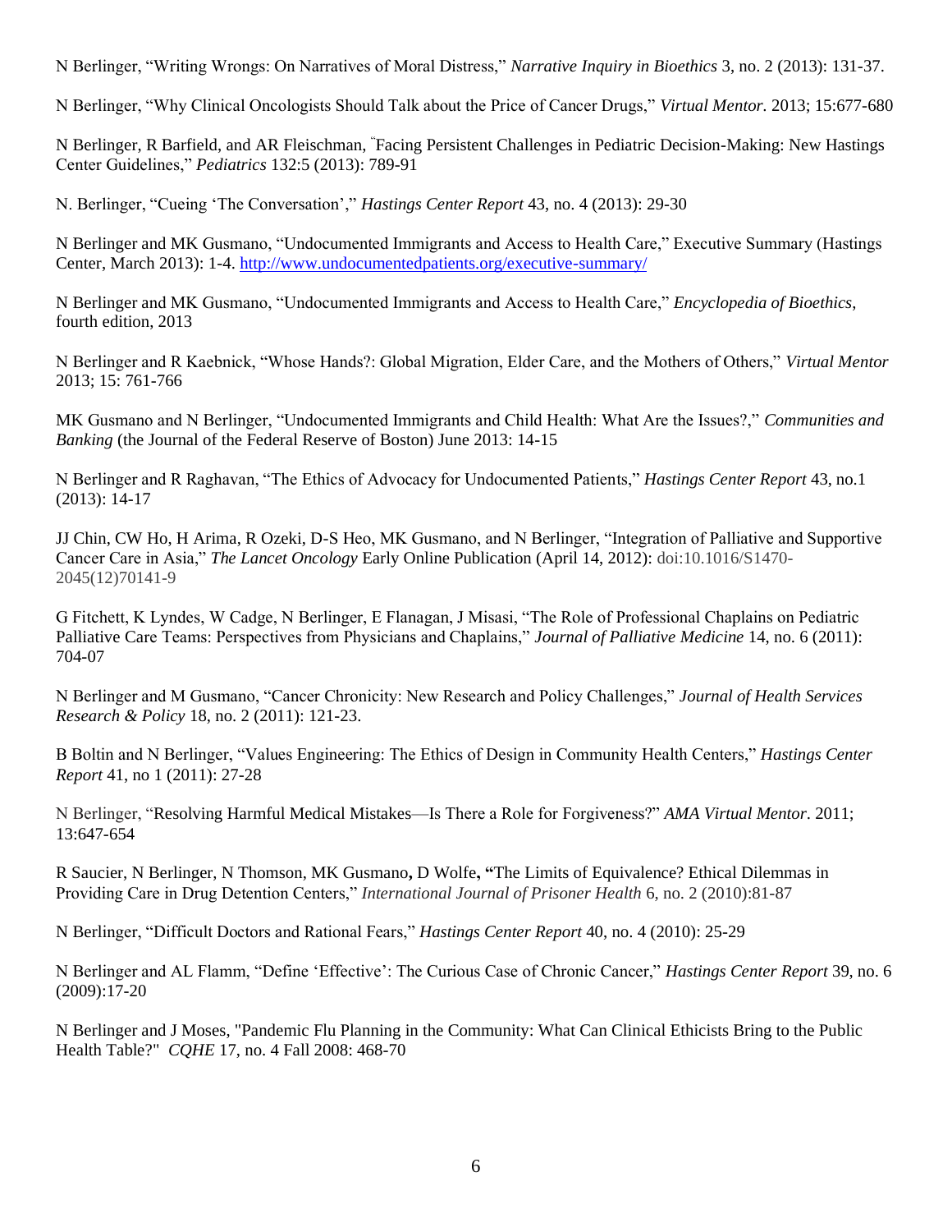N Berlinger, “Writing Wrongs: On Narratives of Moral Distress,” *Narrative Inquiry in Bioethics* 3, no. 2 (2013): 131-37.

N Berlinger, “Why Clinical Oncologists Should Talk about the Price of Cancer Drugs,” *Virtual Mentor*. 2013; 15:677-680

N Berlinger, R Barfield, and AR Fleischman, "Facing Persistent Challenges in Pediatric Decision-Making: New Hastings Center Guidelines,” *Pediatrics* 132:5 (2013): 789-91

N. Berlinger, “Cueing ‘The Conversation’,” *Hastings Center Report* 43, no. 4 (2013): 29-30

N Berlinger and MK Gusmano, “Undocumented Immigrants and Access to Health Care,” Executive Summary (Hastings Center, March 2013): 1-4. [http://www.undocumentedpatients.org/executive-summary/](http://www.undocumentedpatients.org/executive-summary/)

N Berlinger and MK Gusmano, “Undocumented Immigrants and Access to Health Care,” *Encyclopedia of Bioethics*, fourth edition, 2013

N Berlinger and R Kaebnick, “Whose Hands?: Global Migration, Elder Care, and the Mothers of Others,” *Virtual Mentor* 2013; 15: 761-766

MK Gusmano and N Berlinger, “Undocumented Immigrants and Child Health: What Are the Issues?,” *Communities and Banking* (the Journal of the Federal Reserve of Boston) June 2013: 14-15

N Berlinger and R Raghavan, “The Ethics of Advocacy for Undocumented Patients,” *Hastings Center Report* 43, no.1 (2013): 14-17

JJ Chin, CW Ho, H Arima, R Ozeki, D-S Heo, MK Gusmano, and N Berlinger, “Integration of Palliative and Supportive Cancer Care in Asia,” *The Lancet Oncology* Early Online Publication (April 14, 2012): doi:10.1016/S1470-2045(12)70141-9

G Fitchett, K Lyndes, W Cadge, N Berlinger, E Flanagan, J Misasi, “The Role of Professional Chaplains on Pediatric Palliative Care Teams: Perspectives from Physicians and Chaplains,” *Journal of Palliative Medicine* 14, no. 6 (2011): 704-07

N Berlinger and M Gusmano, “Cancer Chronicity: New Research and Policy Challenges,” *Journal of Health Services Research & Policy* 18, no. 2 (2011): 121-23.

B Boltin and N Berlinger, “Values Engineering: The Ethics of Design in Community Health Centers,” *Hastings Center Report* 41, no 1 (2011): 27-28

N Berlinger, “Resolving Harmful Medical Mistakes—Is There a Role for Forgiveness?” *AMA Virtual Mentor*. 2011; 13:647-654

R Saucier, N Berlinger, N Thomson, MK Gusmano**,** D Wolfe**, “**The Limits of Equivalence? Ethical Dilemmas in Providing Care in Drug Detention Centers,” *International Journal of Prisoner Health* 6, no. 2 (2010):81-87

N Berlinger, “Difficult Doctors and Rational Fears,” *Hastings Center Report* 40, no. 4 (2010): 25-29

N Berlinger and AL Flamm, “Define ‘Effective’: The Curious Case of Chronic Cancer,” *Hastings Center Report* 39, no. 6 (2009):17-20

N Berlinger and J Moses, "Pandemic Flu Planning in the Community: What Can Clinical Ethicists Bring to the Public Health Table?" *CQHE* 17, no. 4 Fall 2008: 468-70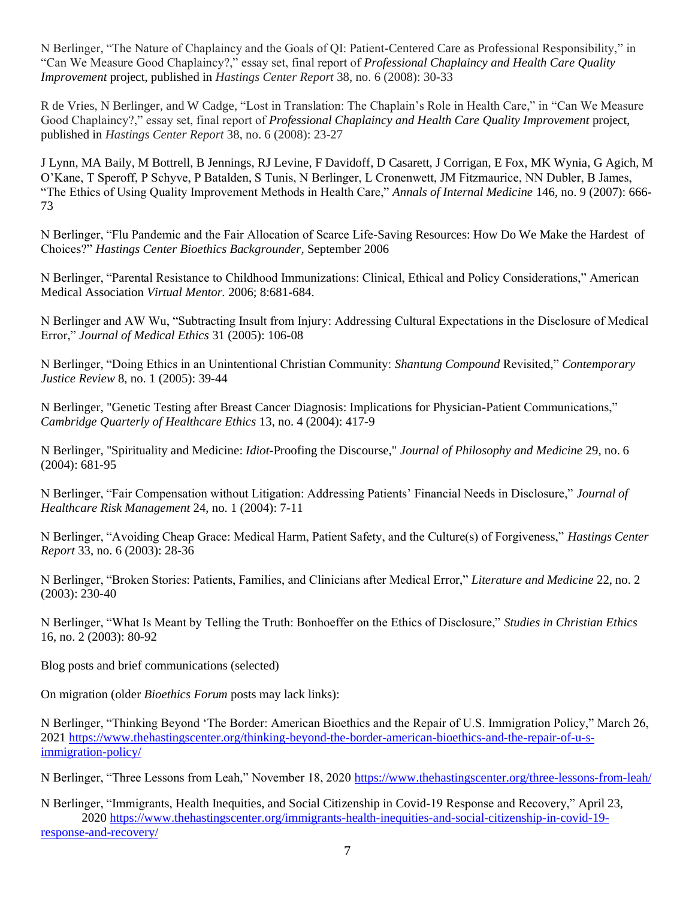N Berlinger, “The Nature of Chaplaincy and the Goals of QI: Patient-Centered Care as Professional Responsibility,” in “Can We Measure Good Chaplaincy?,” essay set, final report of *Professional Chaplaincy and Health Care Quality Improvement* project, published in *Hastings Center Report* 38, no. 6 (2008): 30-33

R de Vries, N Berlinger, and W Cadge, “Lost in Translation: The Chaplain’s Role in Health Care,” in “Can We Measure Good Chaplaincy?,” essay set, final report of *Professional Chaplaincy and Health Care Quality Improvement* project, published in *Hastings Center Report* 38, no. 6 (2008): 23-27

J Lynn, MA Baily, M Bottrell, B Jennings, RJ Levine, F Davidoff, D Casarett, J Corrigan, E Fox, MK Wynia, G Agich, M O’Kane, T Speroff, P Schyve, P Batalden, S Tunis, N Berlinger, L Cronenwett, JM Fitzmaurice, NN Dubler, B James, “The Ethics of Using Quality Improvement Methods in Health Care,” *Annals of Internal Medicine* 146, no. 9 (2007): 666-73

N Berlinger, “Flu Pandemic and the Fair Allocation of Scarce Life-Saving Resources: How Do We Make the Hardest of Choices?” *Hastings Center Bioethics Backgrounder,* September 2006

N Berlinger, “Parental Resistance to Childhood Immunizations: Clinical, Ethical and Policy Considerations,” American Medical Association *Virtual Mentor.* 2006; 8:681-684.

N Berlinger and AW Wu, “Subtracting Insult from Injury: Addressing Cultural Expectations in the Disclosure of Medical Error,” *Journal of Medical Ethics* 31 (2005): 106-08

N Berlinger, “Doing Ethics in an Unintentional Christian Community: *Shantung Compound* Revisited,” *Contemporary Justice Review* 8, no. 1 (2005): 39-44

N Berlinger, "Genetic Testing after Breast Cancer Diagnosis: Implications for Physician-Patient Communications," *Cambridge Quarterly of Healthcare Ethics* 13, no. 4 (2004): 417-9

N Berlinger, "Spirituality and Medicine: *Idiot*-Proofing the Discourse," *Journal of Philosophy and Medicine* 29, no. 6 (2004): 681-95

N Berlinger, “Fair Compensation without Litigation: Addressing Patients’ Financial Needs in Disclosure,” *Journal of Healthcare Risk Management* 24, no. 1 (2004): 7-11

N Berlinger, “Avoiding Cheap Grace: Medical Harm, Patient Safety, and the Culture(s) of Forgiveness,” *Hastings Center Report* 33, no. 6 (2003): 28-36

N Berlinger, “Broken Stories: Patients, Families, and Clinicians after Medical Error,” *Literature and Medicine* 22, no. 2 (2003): 230-40

N Berlinger, “What Is Meant by Telling the Truth: Bonhoeffer on the Ethics of Disclosure,” *Studies in Christian Ethics* 16, no. 2 (2003): 80-92

Blog posts and brief communications (selected)

On migration (older *Bioethics Forum* posts may lack links):

N Berlinger, “Thinking Beyond ‘The Border: American Bioethics and the Repair of U.S. Immigration Policy,” March 26, 2021 https://www.thehastingscenter.org/thinking-beyond-the-border-american-bioethics-and-the-repair-of-u-s-immigration-policy/

N Berlinger, “Three Lessons from Leah,” November 18, 2020 https://www.thehastingscenter.org/three-lessons-from-leah/

N Berlinger, “Immigrants, Health Inequities, and Social Citizenship in Covid-19 Response and Recovery,” April 23, 2020 https://www.thehastingscenter.org/immigrants-health-inequities-and-social-citizenship-in-covid-19-response-and-recovery/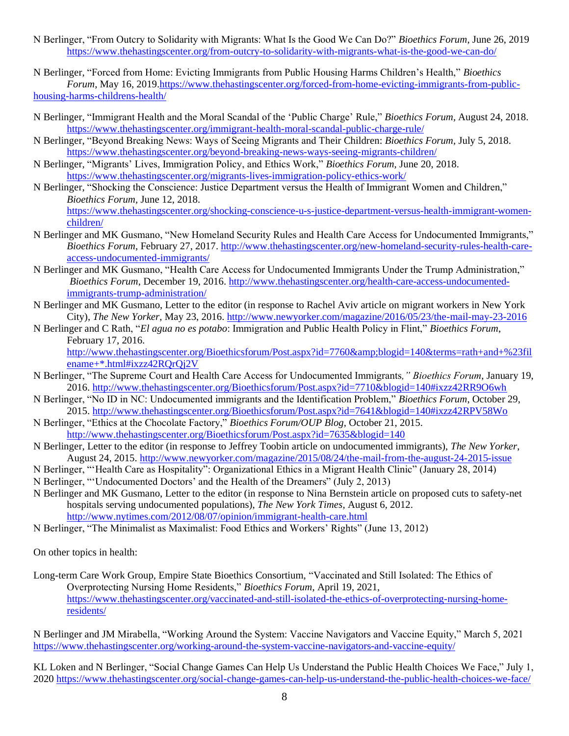N Berlinger, "From Outcry to Solidarity with Migrants: What Is the Good We Can Do?" *Bioethics Forum*, June 26, 2019 https://www.thehastingscenter.org/from-outcry-to-solidarity-with-migrants-what-is-the-good-we-can-do/

N Berlinger, "Forced from Home: Evicting Immigrants from Public Housing Harms Children's Health," *Bioethics Forum*, May 16, 2019.https://www.thehastingscenter.org/forced-from-home-evicting-immigrants-from-public-housing-harms-childrens-health/

N Berlinger, "Immigrant Health and the Moral Scandal of the 'Public Charge' Rule," *Bioethics Forum*, August 24, 2018. https://www.thehastingscenter.org/immigrant-health-moral-scandal-public-charge-rule/

N Berlinger, "Beyond Breaking News: Ways of Seeing Migrants and Their Children: *Bioethics Forum*, July 5, 2018. https://www.thehastingscenter.org/beyond-breaking-news-ways-seeing-migrants-children/

N Berlinger, "Migrants' Lives, Immigration Policy, and Ethics Work," *Bioethics Forum*, June 20, 2018. https://www.thehastingscenter.org/migrants-lives-immigration-policy-ethics-work/

N Berlinger, "Shocking the Conscience: Justice Department versus the Health of Immigrant Women and Children," *Bioethics Forum*, June 12, 2018. https://www.thehastingscenter.org/shocking-conscience-u-s-justice-department-versus-health-immigrant-women-children/

N Berlinger and MK Gusmano, "New Homeland Security Rules and Health Care Access for Undocumented Immigrants," *Bioethics Forum*, February 27, 2017. http://www.thehastingscenter.org/new-homeland-security-rules-health-care-access-undocumented-immigrants/

N Berlinger and MK Gusmano, "Health Care Access for Undocumented Immigrants Under the Trump Administration," *Bioethics Forum*, December 19, 2016. http://www.thehastingscenter.org/health-care-access-undocumented-immigrants-trump-administration/

N Berlinger and MK Gusmano, Letter to the editor (in response to Rachel Aviv article on migrant workers in New York City), *The New Yorker*, May 23, 2016. http://www.newyorker.com/magazine/2016/05/23/the-mail-may-23-2016

N Berlinger and C Rath, "*El agua no es potabo*: Immigration and Public Health Policy in Flint," *Bioethics Forum*, February 17, 2016. http://www.thehastingscenter.org/Bioethicsforum/Post.aspx?id=7760&amp;blogid=140&terms=rath+and+%23filename+*.html#ixzz42RQrQj2V

N Berlinger, "The Supreme Court and Health Care Access for Undocumented Immigrants*," Bioethics Forum*, January 19, 2016. http://www.thehastingscenter.org/Bioethicsforum/Post.aspx?id=7710&blogid=140#ixzz42RR9O6wh

N Berlinger, "No ID in NC: Undocumented immigrants and the Identification Problem," *Bioethics Forum*, October 29, 2015. http://www.thehastingscenter.org/Bioethicsforum/Post.aspx?id=7641&blogid=140#ixzz42RPV58Wo

N Berlinger, "Ethics at the Chocolate Factory," *Bioethics Forum/OUP Blog*, October 21, 2015. http://www.thehastingscenter.org/Bioethicsforum/Post.aspx?id=7635&blogid=140

N Berlinger, Letter to the editor (in response to Jeffrey Toobin article on undocumented immigrants), *The New Yorker*, August 24, 2015. http://www.newyorker.com/magazine/2015/08/24/the-mail-from-the-august-24-2015-issue

N Berlinger, "'Health Care as Hospitality": Organizational Ethics in a Migrant Health Clinic" (January 28, 2014)

N Berlinger, "'Undocumented Doctors' and the Health of the Dreamers" (July 2, 2013)

N Berlinger and MK Gusmano, Letter to the editor (in response to Nina Bernstein article on proposed cuts to safety-net hospitals serving undocumented populations), *The New York Times*, August 6, 2012. http://www.nytimes.com/2012/08/07/opinion/immigrant-health-care.html

N Berlinger, "The Minimalist as Maximalist: Food Ethics and Workers' Rights" (June 13, 2012)

On other topics in health:

Long-term Care Work Group, Empire State Bioethics Consortium, "Vaccinated and Still Isolated: The Ethics of Overprotecting Nursing Home Residents," *Bioethics Forum*, April 19, 2021, https://www.thehastingscenter.org/vaccinated-and-still-isolated-the-ethics-of-overprotecting-nursing-home-residents/

N Berlinger and JM Mirabella, "Working Around the System: Vaccine Navigators and Vaccine Equity," March 5, 2021 https://www.thehastingscenter.org/working-around-the-system-vaccine-navigators-and-vaccine-equity/

KL Loken and N Berlinger, "Social Change Games Can Help Us Understand the Public Health Choices We Face," July 1, 2020 https://www.thehastingscenter.org/social-change-games-can-help-us-understand-the-public-health-choices-we-face/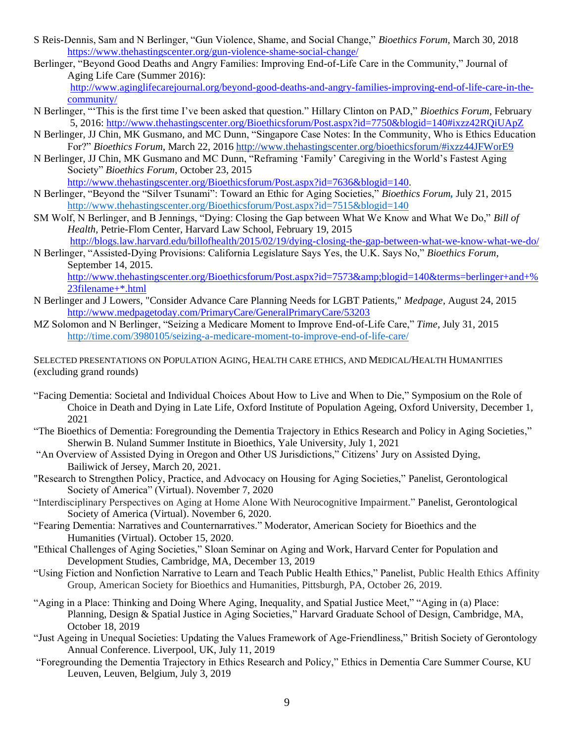S Reis-Dennis, Sam and N Berlinger, "Gun Violence, Shame, and Social Change," *Bioethics Forum,* March 30, 2018 https://www.thehastingscenter.org/gun-violence-shame-social-change/

Berlinger, "Beyond Good Deaths and Angry Families: Improving End-of-Life Care in the Community," Journal of Aging Life Care (Summer 2016): http://www.aginglifecarejournal.org/beyond-good-deaths-and-angry-families-improving-end-of-life-care-in-the-community/

N Berlinger, "'This is the first time I've been asked that question." Hillary Clinton on PAD," *Bioethics Forum*, February 5, 2016: http://www.thehastingscenter.org/Bioethicsforum/Post.aspx?id=7750&blogid=140#ixzz42RQiUApZ

N Berlinger, JJ Chin, MK Gusmano, and MC Dunn, "Singapore Case Notes: In the Community, Who is Ethics Education For?" *Bioethics Forum*, March 22, 2016 http://www.thehastingscenter.org/bioethicsforum/#ixzz44JFWorE9

N Berlinger, JJ Chin, MK Gusmano and MC Dunn, "Reframing 'Family' Caregiving in the World's Fastest Aging Society" *Bioethics Forum*, October 23, 2015 http://www.thehastingscenter.org/Bioethicsforum/Post.aspx?id=7636&blogid=140.

N Berlinger, "Beyond the "Silver Tsunami": Toward an Ethic for Aging Societies," *Bioethics Forum,* July 21, 2015 http://www.thehastingscenter.org/Bioethicsforum/Post.aspx?id=7515&blogid=140

SM Wolf, N Berlinger, and B Jennings, "Dying: Closing the Gap between What We Know and What We Do," *Bill of Health,* Petrie-Flom Center, Harvard Law School, February 19, 2015 http://blogs.law.harvard.edu/billofhealth/2015/02/19/dying-closing-the-gap-between-what-we-know-what-we-do/

N Berlinger, "Assisted-Dying Provisions: California Legislature Says Yes, the U.K. Says No," *Bioethics Forum*, September 14, 2015. http://www.thehastingscenter.org/Bioethicsforum/Post.aspx?id=7573&amp;blogid=140&terms=berlinger+and+%23filename+*.html

N Berlinger and J Lowers, "Consider Advance Care Planning Needs for LGBT Patients," *Medpage,* August 24, 2015 http://www.medpagetoday.com/PrimaryCare/GeneralPrimaryCare/53203

MZ Solomon and N Berlinger, "Seizing a Medicare Moment to Improve End-of-Life Care," *Time*, July 31, 2015 http://time.com/3980105/seizing-a-medicare-moment-to-improve-end-of-life-care/

SELECTED PRESENTATIONS ON POPULATION AGING, HEALTH CARE ETHICS, AND MEDICAL/HEALTH HUMANITIES (excluding grand rounds)

"Facing Dementia: Societal and Individual Choices About How to Live and When to Die," Symposium on the Role of Choice in Death and Dying in Late Life, Oxford Institute of Population Ageing, Oxford University, December 1, 2021

"The Bioethics of Dementia: Foregrounding the Dementia Trajectory in Ethics Research and Policy in Aging Societies," Sherwin B. Nuland Summer Institute in Bioethics, Yale University, July 1, 2021

"An Overview of Assisted Dying in Oregon and Other US Jurisdictions," Citizens' Jury on Assisted Dying, Bailiwick of Jersey, March 20, 2021.

"Research to Strengthen Policy, Practice, and Advocacy on Housing for Aging Societies," Panelist, Gerontological Society of America" (Virtual). November 7, 2020

"Interdisciplinary Perspectives on Aging at Home Alone With Neurocognitive Impairment." Panelist, Gerontological Society of America (Virtual). November 6, 2020.

"Fearing Dementia: Narratives and Counternarratives." Moderator, American Society for Bioethics and the Humanities (Virtual). October 15, 2020.

"Ethical Challenges of Aging Societies," Sloan Seminar on Aging and Work, Harvard Center for Population and Development Studies, Cambridge, MA, December 13, 2019

"Using Fiction and Nonfiction Narrative to Learn and Teach Public Health Ethics," Panelist, Public Health Ethics Affinity Group, American Society for Bioethics and Humanities, Pittsburgh, PA, October 26, 2019.

"Aging in a Place: Thinking and Doing Where Aging, Inequality, and Spatial Justice Meet," "Aging in (a) Place: Planning, Design & Spatial Justice in Aging Societies," Harvard Graduate School of Design, Cambridge, MA, October 18, 2019

"Just Ageing in Unequal Societies: Updating the Values Framework of Age-Friendliness," British Society of Gerontology Annual Conference. Liverpool, UK, July 11, 2019

"Foregrounding the Dementia Trajectory in Ethics Research and Policy," Ethics in Dementia Care Summer Course, KU Leuven, Leuven, Belgium, July 3, 2019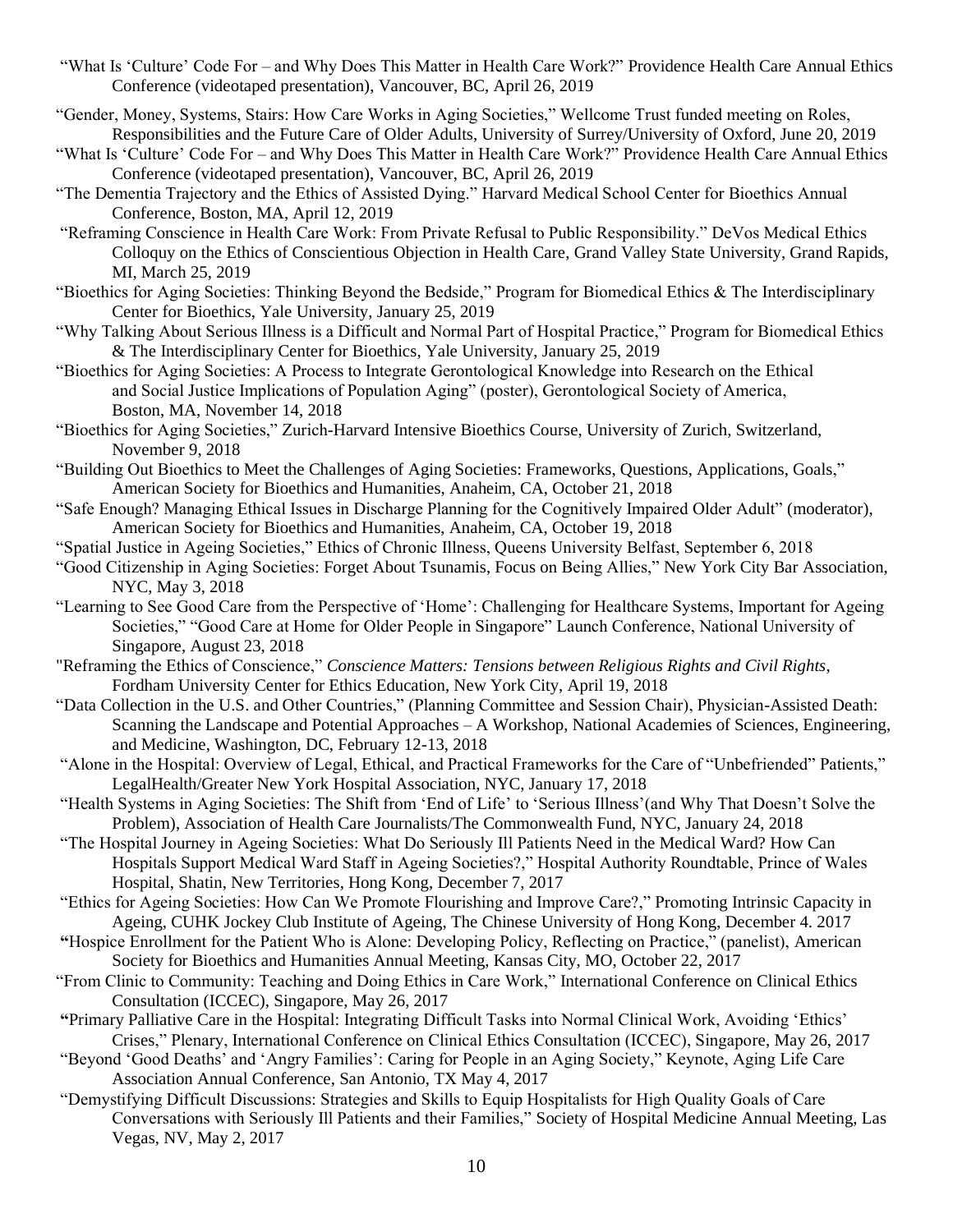"What Is 'Culture' Code For – and Why Does This Matter in Health Care Work?" Providence Health Care Annual Ethics Conference (videotaped presentation), Vancouver, BC, April 26, 2019

"Gender, Money, Systems, Stairs: How Care Works in Aging Societies," Wellcome Trust funded meeting on Roles, Responsibilities and the Future Care of Older Adults, University of Surrey/University of Oxford, June 20, 2019

"What Is 'Culture' Code For – and Why Does This Matter in Health Care Work?" Providence Health Care Annual Ethics Conference (videotaped presentation), Vancouver, BC, April 26, 2019

"The Dementia Trajectory and the Ethics of Assisted Dying." Harvard Medical School Center for Bioethics Annual Conference, Boston, MA, April 12, 2019

"Reframing Conscience in Health Care Work: From Private Refusal to Public Responsibility." DeVos Medical Ethics Colloquy on the Ethics of Conscientious Objection in Health Care, Grand Valley State University, Grand Rapids, MI, March 25, 2019

"Bioethics for Aging Societies: Thinking Beyond the Bedside," Program for Biomedical Ethics & The Interdisciplinary Center for Bioethics, Yale University, January 25, 2019

"Why Talking About Serious Illness is a Difficult and Normal Part of Hospital Practice," Program for Biomedical Ethics & The Interdisciplinary Center for Bioethics, Yale University, January 25, 2019

"Bioethics for Aging Societies: A Process to Integrate Gerontological Knowledge into Research on the Ethical and Social Justice Implications of Population Aging" (poster), Gerontological Society of America, Boston, MA, November 14, 2018

"Bioethics for Aging Societies," Zurich-Harvard Intensive Bioethics Course, University of Zurich, Switzerland, November 9, 2018

"Building Out Bioethics to Meet the Challenges of Aging Societies: Frameworks, Questions, Applications, Goals," American Society for Bioethics and Humanities, Anaheim, CA, October 21, 2018

"Safe Enough? Managing Ethical Issues in Discharge Planning for the Cognitively Impaired Older Adult" (moderator), American Society for Bioethics and Humanities, Anaheim, CA, October 19, 2018

"Spatial Justice in Ageing Societies," Ethics of Chronic Illness, Queens University Belfast, September 6, 2018

"Good Citizenship in Aging Societies: Forget About Tsunamis, Focus on Being Allies," New York City Bar Association, NYC, May 3, 2018

"Learning to See Good Care from the Perspective of 'Home': Challenging for Healthcare Systems, Important for Ageing Societies," "Good Care at Home for Older People in Singapore" Launch Conference, National University of Singapore, August 23, 2018

"Reframing the Ethics of Conscience," *Conscience Matters: Tensions between Religious Rights and Civil Rights*, Fordham University Center for Ethics Education, New York City, April 19, 2018

"Data Collection in the U.S. and Other Countries," (Planning Committee and Session Chair), Physician-Assisted Death: Scanning the Landscape and Potential Approaches – A Workshop, National Academies of Sciences, Engineering, and Medicine, Washington, DC, February 12-13, 2018

"Alone in the Hospital: Overview of Legal, Ethical, and Practical Frameworks for the Care of "Unbefriended" Patients," LegalHealth/Greater New York Hospital Association, NYC, January 17, 2018

"Health Systems in Aging Societies: The Shift from 'End of Life' to 'Serious Illness'(and Why That Doesn't Solve the Problem), Association of Health Care Journalists/The Commonwealth Fund, NYC, January 24, 2018

"The Hospital Journey in Ageing Societies: What Do Seriously Ill Patients Need in the Medical Ward? How Can Hospitals Support Medical Ward Staff in Ageing Societies?," Hospital Authority Roundtable, Prince of Wales Hospital, Shatin, New Territories, Hong Kong, December 7, 2017

"Ethics for Ageing Societies: How Can We Promote Flourishing and Improve Care?," Promoting Intrinsic Capacity in Ageing, CUHK Jockey Club Institute of Ageing, The Chinese University of Hong Kong, December 4. 2017

"Hospice Enrollment for the Patient Who is Alone: Developing Policy, Reflecting on Practice," (panelist), American Society for Bioethics and Humanities Annual Meeting, Kansas City, MO, October 22, 2017

"From Clinic to Community: Teaching and Doing Ethics in Care Work," International Conference on Clinical Ethics Consultation (ICCEC), Singapore, May 26, 2017

"Primary Palliative Care in the Hospital: Integrating Difficult Tasks into Normal Clinical Work, Avoiding 'Ethics' Crises," Plenary, International Conference on Clinical Ethics Consultation (ICCEC), Singapore, May 26, 2017

"Beyond 'Good Deaths' and 'Angry Families': Caring for People in an Aging Society," Keynote, Aging Life Care Association Annual Conference, San Antonio, TX May 4, 2017

"Demystifying Difficult Discussions: Strategies and Skills to Equip Hospitalists for High Quality Goals of Care Conversations with Seriously Ill Patients and their Families," Society of Hospital Medicine Annual Meeting, Las Vegas, NV, May 2, 2017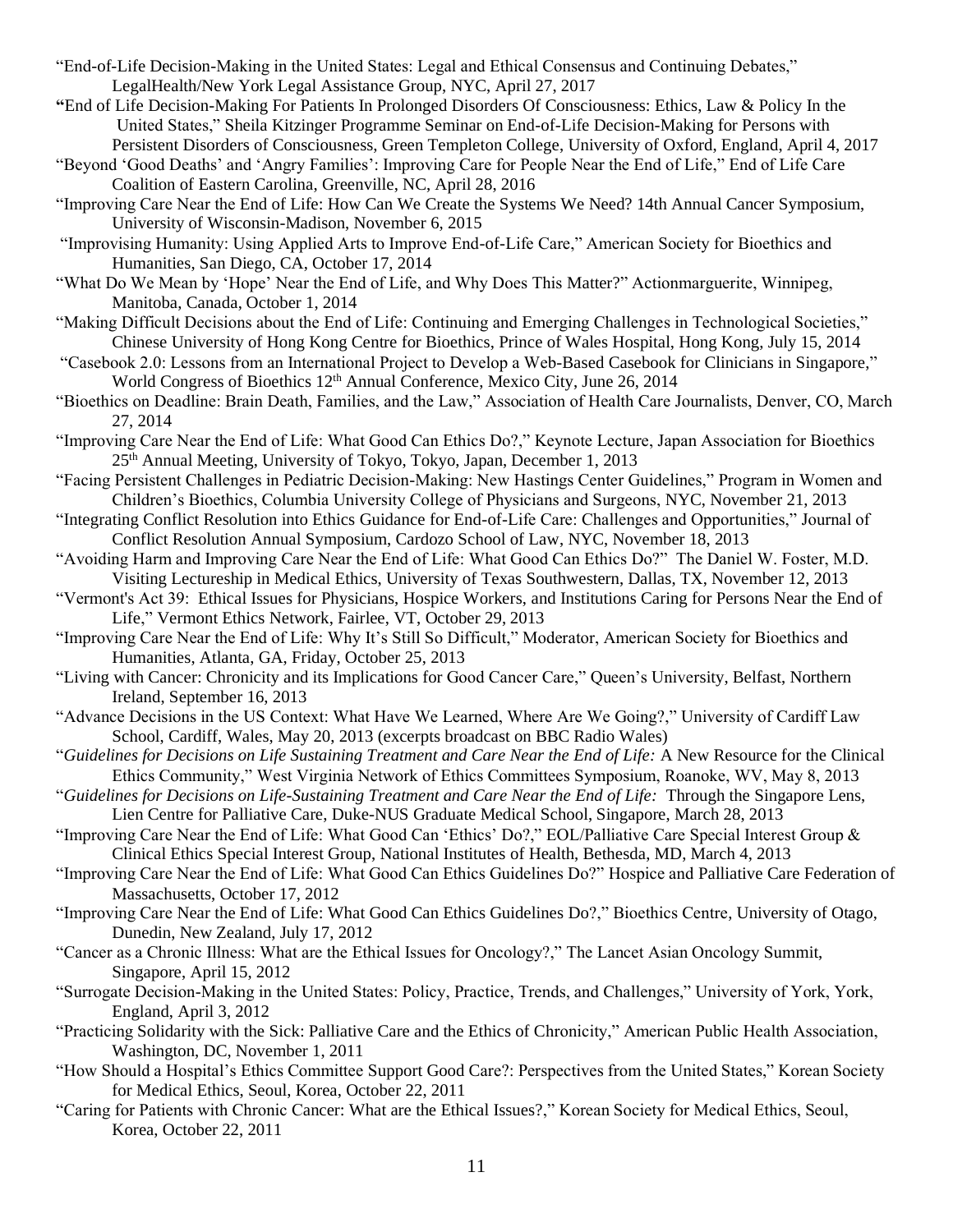"End-of-Life Decision-Making in the United States: Legal and Ethical Consensus and Continuing Debates," LegalHealth/New York Legal Assistance Group, NYC, April 27, 2017

"End of Life Decision-Making For Patients In Prolonged Disorders Of Consciousness: Ethics, Law & Policy In the United States," Sheila Kitzinger Programme Seminar on End-of-Life Decision-Making for Persons with Persistent Disorders of Consciousness, Green Templeton College, University of Oxford, England, April 4, 2017

"Beyond 'Good Deaths' and 'Angry Families': Improving Care for People Near the End of Life," End of Life Care Coalition of Eastern Carolina, Greenville, NC, April 28, 2016

"Improving Care Near the End of Life: How Can We Create the Systems We Need? 14th Annual Cancer Symposium, University of Wisconsin-Madison, November 6, 2015

"Improvising Humanity: Using Applied Arts to Improve End-of-Life Care," American Society for Bioethics and Humanities, San Diego, CA, October 17, 2014

"What Do We Mean by 'Hope' Near the End of Life, and Why Does This Matter?" Actionmarguerite, Winnipeg, Manitoba, Canada, October 1, 2014

"Making Difficult Decisions about the End of Life: Continuing and Emerging Challenges in Technological Societies," Chinese University of Hong Kong Centre for Bioethics, Prince of Wales Hospital, Hong Kong, July 15, 2014

"Casebook 2.0: Lessons from an International Project to Develop a Web-Based Casebook for Clinicians in Singapore," World Congress of Bioethics 12th Annual Conference, Mexico City, June 26, 2014

"Bioethics on Deadline: Brain Death, Families, and the Law," Association of Health Care Journalists, Denver, CO, March 27, 2014

"Improving Care Near the End of Life: What Good Can Ethics Do?," Keynote Lecture, Japan Association for Bioethics 25th Annual Meeting, University of Tokyo, Tokyo, Japan, December 1, 2013

"Facing Persistent Challenges in Pediatric Decision-Making: New Hastings Center Guidelines," Program in Women and Children's Bioethics, Columbia University College of Physicians and Surgeons, NYC, November 21, 2013

"Integrating Conflict Resolution into Ethics Guidance for End-of-Life Care: Challenges and Opportunities," Journal of Conflict Resolution Annual Symposium, Cardozo School of Law, NYC, November 18, 2013

"Avoiding Harm and Improving Care Near the End of Life: What Good Can Ethics Do?" The Daniel W. Foster, M.D. Visiting Lectureship in Medical Ethics, University of Texas Southwestern, Dallas, TX, November 12, 2013

"Vermont's Act 39: Ethical Issues for Physicians, Hospice Workers, and Institutions Caring for Persons Near the End of Life," Vermont Ethics Network, Fairlee, VT, October 29, 2013

"Improving Care Near the End of Life: Why It's Still So Difficult," Moderator, American Society for Bioethics and Humanities, Atlanta, GA, Friday, October 25, 2013

"Living with Cancer: Chronicity and its Implications for Good Cancer Care," Queen's University, Belfast, Northern Ireland, September 16, 2013

"Advance Decisions in the US Context: What Have We Learned, Where Are We Going?," University of Cardiff Law School, Cardiff, Wales, May 20, 2013 (excerpts broadcast on BBC Radio Wales)

"*Guidelines for Decisions on Life Sustaining Treatment and Care Near the End of Life:* A New Resource for the Clinical Ethics Community," West Virginia Network of Ethics Committees Symposium, Roanoke, WV, May 8, 2013

"*Guidelines for Decisions on Life-Sustaining Treatment and Care Near the End of Life:* Through the Singapore Lens, Lien Centre for Palliative Care, Duke-NUS Graduate Medical School, Singapore, March 28, 2013

"Improving Care Near the End of Life: What Good Can 'Ethics' Do?," EOL/Palliative Care Special Interest Group & Clinical Ethics Special Interest Group, National Institutes of Health, Bethesda, MD, March 4, 2013

"Improving Care Near the End of Life: What Good Can Ethics Guidelines Do?" Hospice and Palliative Care Federation of Massachusetts, October 17, 2012

"Improving Care Near the End of Life: What Good Can Ethics Guidelines Do?," Bioethics Centre, University of Otago, Dunedin, New Zealand, July 17, 2012

"Cancer as a Chronic Illness: What are the Ethical Issues for Oncology?," The Lancet Asian Oncology Summit, Singapore, April 15, 2012

"Surrogate Decision-Making in the United States: Policy, Practice, Trends, and Challenges," University of York, York, England, April 3, 2012

"Practicing Solidarity with the Sick: Palliative Care and the Ethics of Chronicity," American Public Health Association, Washington, DC, November 1, 2011

"How Should a Hospital's Ethics Committee Support Good Care?: Perspectives from the United States," Korean Society for Medical Ethics, Seoul, Korea, October 22, 2011

"Caring for Patients with Chronic Cancer: What are the Ethical Issues?," Korean Society for Medical Ethics, Seoul, Korea, October 22, 2011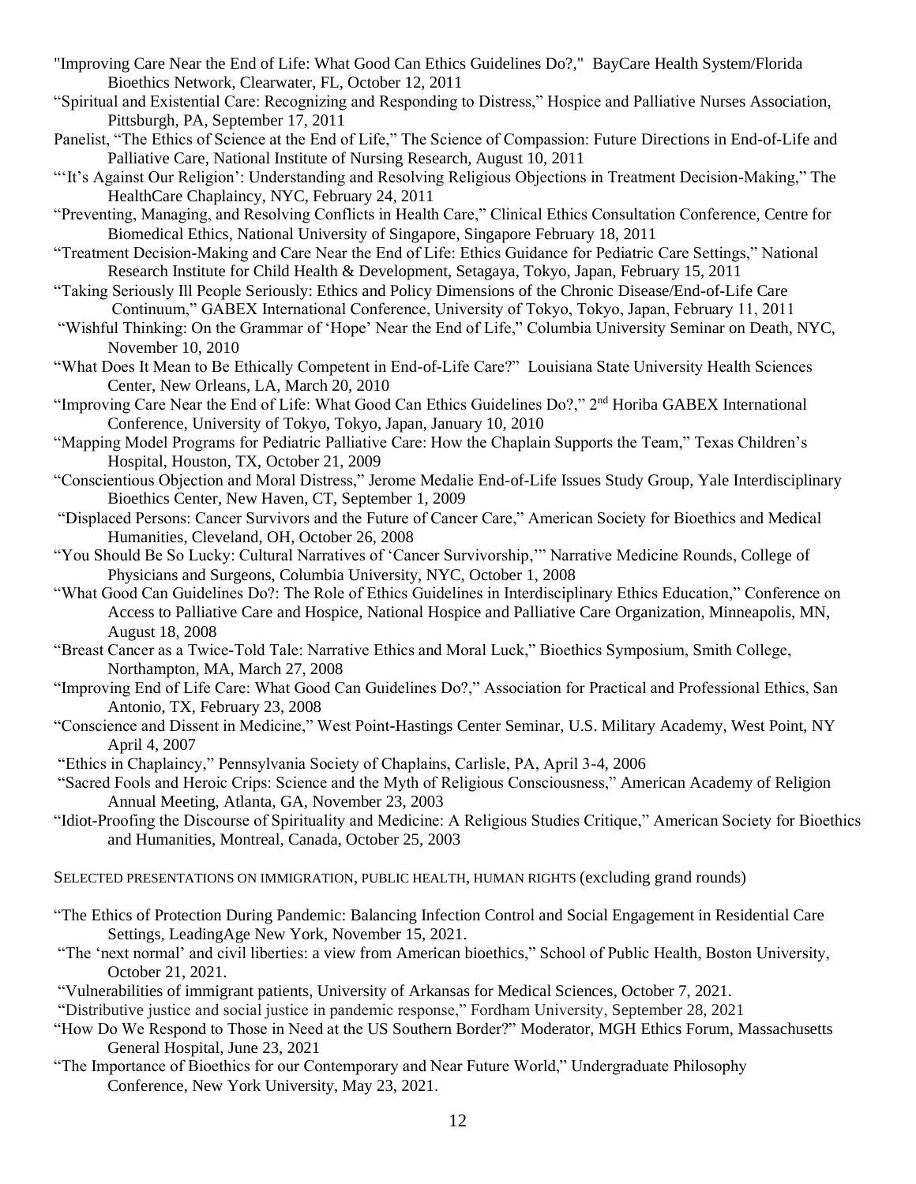"Improving Care Near the End of Life: What Good Can Ethics Guidelines Do?," BayCare Health System/Florida Bioethics Network, Clearwater, FL, October 12, 2011

"Spiritual and Existential Care: Recognizing and Responding to Distress," Hospice and Palliative Nurses Association, Pittsburgh, PA, September 17, 2011

Panelist, "The Ethics of Science at the End of Life," The Science of Compassion: Future Directions in End-of-Life and Palliative Care, National Institute of Nursing Research, August 10, 2011

"'It's Against Our Religion': Understanding and Resolving Religious Objections in Treatment Decision-Making," The HealthCare Chaplaincy, NYC, February 24, 2011

"Preventing, Managing, and Resolving Conflicts in Health Care," Clinical Ethics Consultation Conference, Centre for Biomedical Ethics, National University of Singapore, Singapore February 18, 2011

"Treatment Decision-Making and Care Near the End of Life: Ethics Guidance for Pediatric Care Settings," National Research Institute for Child Health & Development, Setagaya, Tokyo, Japan, February 15, 2011

"Taking Seriously Ill People Seriously: Ethics and Policy Dimensions of the Chronic Disease/End-of-Life Care Continuum," GABEX International Conference, University of Tokyo, Tokyo, Japan, February 11, 2011

"Wishful Thinking: On the Grammar of 'Hope' Near the End of Life," Columbia University Seminar on Death, NYC, November 10, 2010

"What Does It Mean to Be Ethically Competent in End-of-Life Care?" Louisiana State University Health Sciences Center, New Orleans, LA, March 20, 2010

"Improving Care Near the End of Life: What Good Can Ethics Guidelines Do?," 2nd Horiba GABEX International Conference, University of Tokyo, Tokyo, Japan, January 10, 2010

"Mapping Model Programs for Pediatric Palliative Care: How the Chaplain Supports the Team," Texas Children's Hospital, Houston, TX, October 21, 2009

"Conscientious Objection and Moral Distress," Jerome Medalie End-of-Life Issues Study Group, Yale Interdisciplinary Bioethics Center, New Haven, CT, September 1, 2009

"Displaced Persons: Cancer Survivors and the Future of Cancer Care," American Society for Bioethics and Medical Humanities, Cleveland, OH, October 26, 2008

"You Should Be So Lucky: Cultural Narratives of 'Cancer Survivorship,'" Narrative Medicine Rounds, College of Physicians and Surgeons, Columbia University, NYC, October 1, 2008

"What Good Can Guidelines Do?: The Role of Ethics Guidelines in Interdisciplinary Ethics Education," Conference on Access to Palliative Care and Hospice, National Hospice and Palliative Care Organization, Minneapolis, MN, August 18, 2008

"Breast Cancer as a Twice-Told Tale: Narrative Ethics and Moral Luck," Bioethics Symposium, Smith College, Northampton, MA, March 27, 2008

"Improving End of Life Care: What Good Can Guidelines Do?," Association for Practical and Professional Ethics, San Antonio, TX, February 23, 2008

"Conscience and Dissent in Medicine," West Point-Hastings Center Seminar, U.S. Military Academy, West Point, NY April 4, 2007

"Ethics in Chaplaincy," Pennsylvania Society of Chaplains, Carlisle, PA, April 3-4, 2006

"Sacred Fools and Heroic Crips: Science and the Myth of Religious Consciousness," American Academy of Religion Annual Meeting, Atlanta, GA, November 23, 2003

"Idiot-Proofing the Discourse of Spirituality and Medicine: A Religious Studies Critique," American Society for Bioethics and Humanities, Montreal, Canada, October 25, 2003

SELECTED PRESENTATIONS ON IMMIGRATION, PUBLIC HEALTH, HUMAN RIGHTS (excluding grand rounds)

"The Ethics of Protection During Pandemic: Balancing Infection Control and Social Engagement in Residential Care Settings, LeadingAge New York, November 15, 2021.

"The 'next normal' and civil liberties: a view from American bioethics," School of Public Health, Boston University, October 21, 2021.

"Vulnerabilities of immigrant patients, University of Arkansas for Medical Sciences, October 7, 2021.

"Distributive justice and social justice in pandemic response," Fordham University, September 28, 2021

"How Do We Respond to Those in Need at the US Southern Border?" Moderator, MGH Ethics Forum, Massachusetts General Hospital, June 23, 2021

"The Importance of Bioethics for our Contemporary and Near Future World," Undergraduate Philosophy Conference, New York University, May 23, 2021.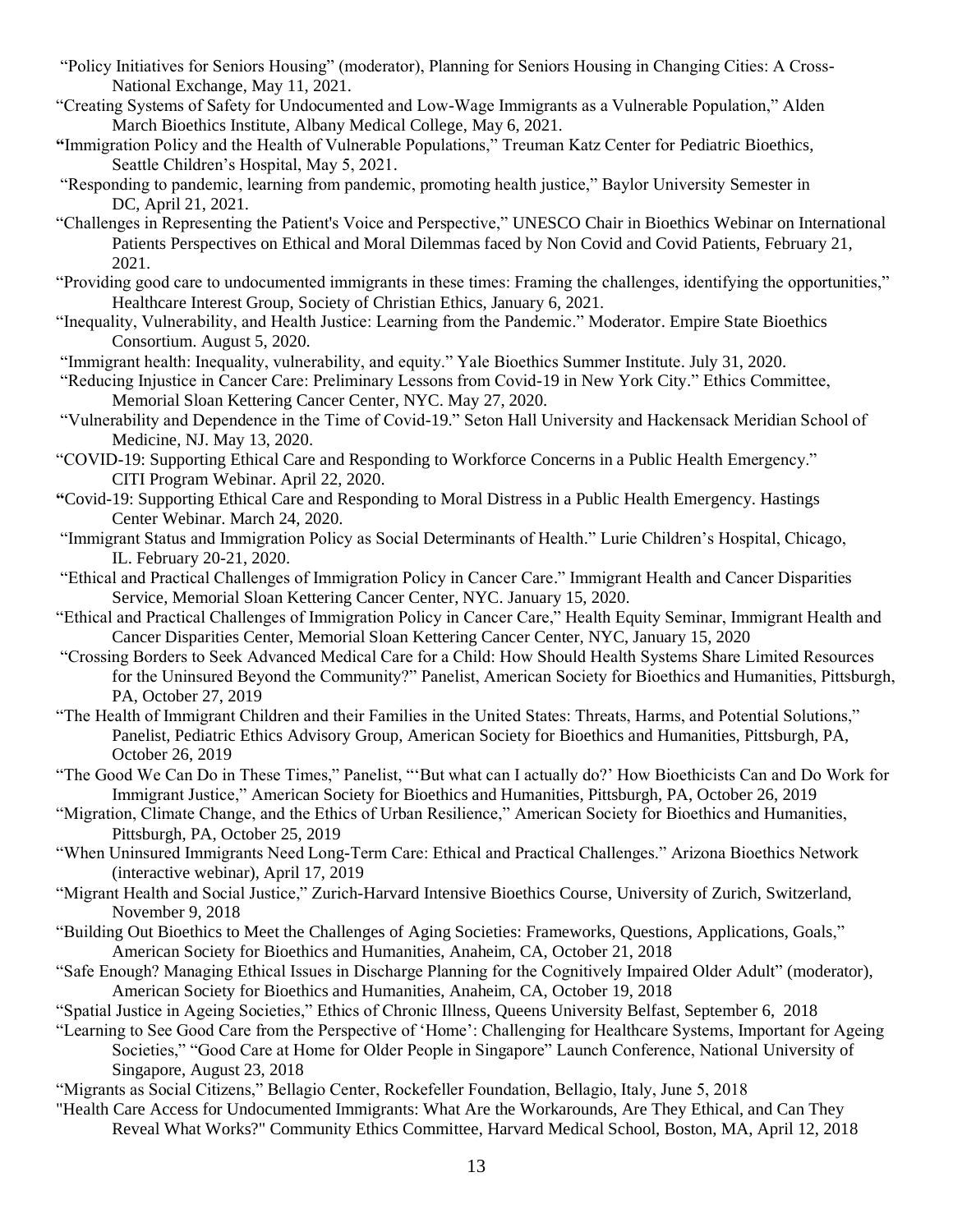"Policy Initiatives for Seniors Housing" (moderator), Planning for Seniors Housing in Changing Cities: A Cross-National Exchange, May 11, 2021.

"Creating Systems of Safety for Undocumented and Low-Wage Immigrants as a Vulnerable Population," Alden March Bioethics Institute, Albany Medical College, May 6, 2021.

"Immigration Policy and the Health of Vulnerable Populations," Treuman Katz Center for Pediatric Bioethics, Seattle Children's Hospital, May 5, 2021.

"Responding to pandemic, learning from pandemic, promoting health justice," Baylor University Semester in DC, April 21, 2021.

"Challenges in Representing the Patient's Voice and Perspective," UNESCO Chair in Bioethics Webinar on International Patients Perspectives on Ethical and Moral Dilemmas faced by Non Covid and Covid Patients, February 21, 2021.

"Providing good care to undocumented immigrants in these times: Framing the challenges, identifying the opportunities," Healthcare Interest Group, Society of Christian Ethics, January 6, 2021.

"Inequality, Vulnerability, and Health Justice: Learning from the Pandemic." Moderator. Empire State Bioethics Consortium. August 5, 2020.

"Immigrant health: Inequality, vulnerability, and equity." Yale Bioethics Summer Institute. July 31, 2020.

"Reducing Injustice in Cancer Care: Preliminary Lessons from Covid-19 in New York City." Ethics Committee, Memorial Sloan Kettering Cancer Center, NYC. May 27, 2020.

"Vulnerability and Dependence in the Time of Covid-19." Seton Hall University and Hackensack Meridian School of Medicine, NJ. May 13, 2020.

"COVID-19: Supporting Ethical Care and Responding to Workforce Concerns in a Public Health Emergency." CITI Program Webinar. April 22, 2020.

"Covid-19: Supporting Ethical Care and Responding to Moral Distress in a Public Health Emergency. Hastings Center Webinar. March 24, 2020.

"Immigrant Status and Immigration Policy as Social Determinants of Health." Lurie Children's Hospital, Chicago, IL. February 20-21, 2020.

"Ethical and Practical Challenges of Immigration Policy in Cancer Care." Immigrant Health and Cancer Disparities Service, Memorial Sloan Kettering Cancer Center, NYC. January 15, 2020.

"Ethical and Practical Challenges of Immigration Policy in Cancer Care," Health Equity Seminar, Immigrant Health and Cancer Disparities Center, Memorial Sloan Kettering Cancer Center, NYC, January 15, 2020

"Crossing Borders to Seek Advanced Medical Care for a Child: How Should Health Systems Share Limited Resources for the Uninsured Beyond the Community?" Panelist, American Society for Bioethics and Humanities, Pittsburgh, PA, October 27, 2019

"The Health of Immigrant Children and their Families in the United States: Threats, Harms, and Potential Solutions," Panelist, Pediatric Ethics Advisory Group, American Society for Bioethics and Humanities, Pittsburgh, PA, October 26, 2019

"The Good We Can Do in These Times," Panelist, "'But what can I actually do?' How Bioethicists Can and Do Work for Immigrant Justice," American Society for Bioethics and Humanities, Pittsburgh, PA, October 26, 2019

"Migration, Climate Change, and the Ethics of Urban Resilience," American Society for Bioethics and Humanities, Pittsburgh, PA, October 25, 2019

"When Uninsured Immigrants Need Long-Term Care: Ethical and Practical Challenges." Arizona Bioethics Network (interactive webinar), April 17, 2019

"Migrant Health and Social Justice," Zurich-Harvard Intensive Bioethics Course, University of Zurich, Switzerland, November 9, 2018

"Building Out Bioethics to Meet the Challenges of Aging Societies: Frameworks, Questions, Applications, Goals," American Society for Bioethics and Humanities, Anaheim, CA, October 21, 2018

"Safe Enough? Managing Ethical Issues in Discharge Planning for the Cognitively Impaired Older Adult" (moderator), American Society for Bioethics and Humanities, Anaheim, CA, October 19, 2018

"Spatial Justice in Ageing Societies," Ethics of Chronic Illness, Queens University Belfast, September 6, 2018

"Learning to See Good Care from the Perspective of 'Home': Challenging for Healthcare Systems, Important for Ageing Societies," "Good Care at Home for Older People in Singapore" Launch Conference, National University of Singapore, August 23, 2018

"Migrants as Social Citizens," Bellagio Center, Rockefeller Foundation, Bellagio, Italy, June 5, 2018

"Health Care Access for Undocumented Immigrants: What Are the Workarounds, Are They Ethical, and Can They Reveal What Works?" Community Ethics Committee, Harvard Medical School, Boston, MA, April 12, 2018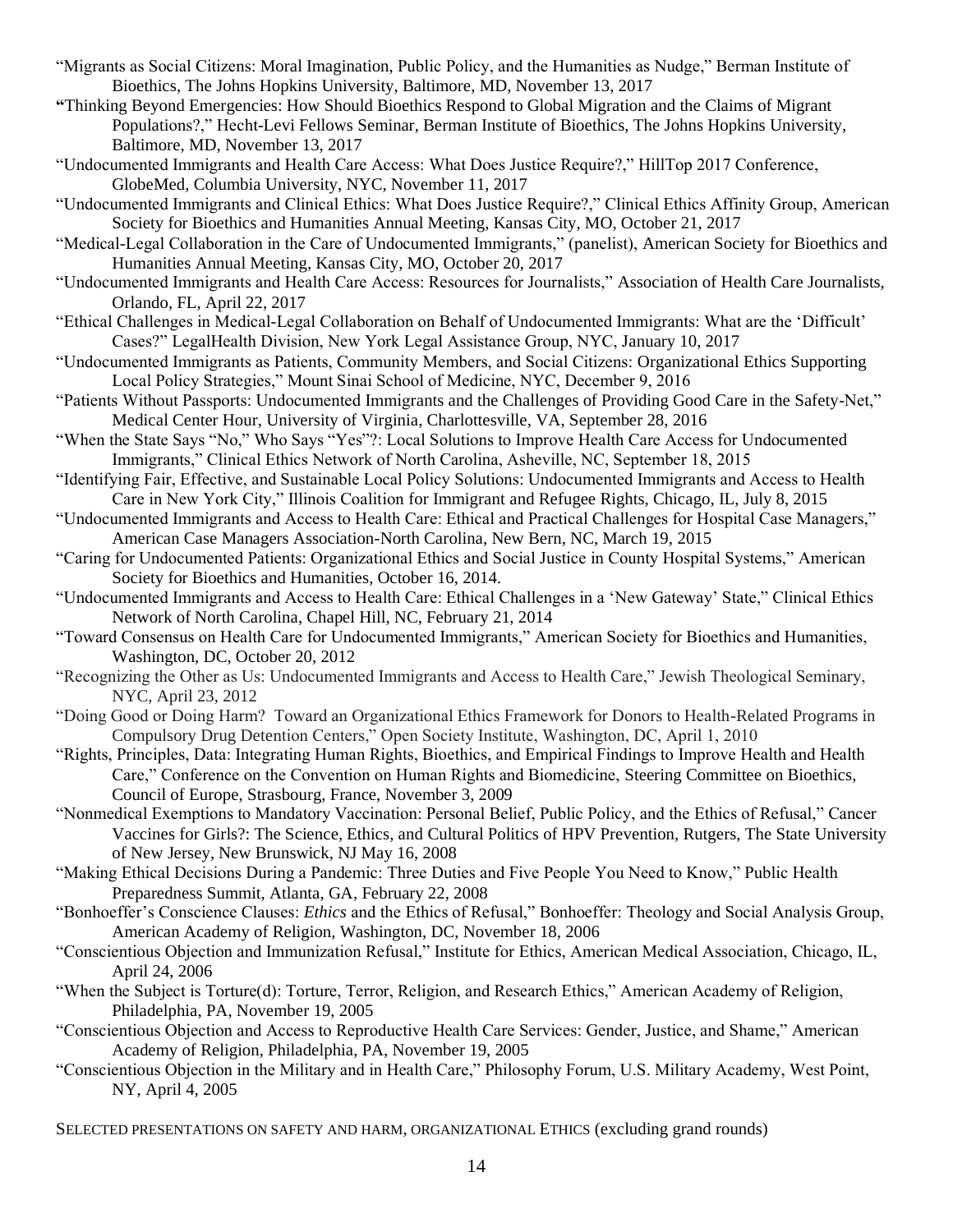"Migrants as Social Citizens: Moral Imagination, Public Policy, and the Humanities as Nudge," Berman Institute of Bioethics, The Johns Hopkins University, Baltimore, MD, November 13, 2017

"Thinking Beyond Emergencies: How Should Bioethics Respond to Global Migration and the Claims of Migrant Populations?," Hecht-Levi Fellows Seminar, Berman Institute of Bioethics, The Johns Hopkins University, Baltimore, MD, November 13, 2017

"Undocumented Immigrants and Health Care Access: What Does Justice Require?," HillTop 2017 Conference, GlobeMed, Columbia University, NYC, November 11, 2017

"Undocumented Immigrants and Clinical Ethics: What Does Justice Require?," Clinical Ethics Affinity Group, American Society for Bioethics and Humanities Annual Meeting, Kansas City, MO, October 21, 2017

"Medical-Legal Collaboration in the Care of Undocumented Immigrants," (panelist), American Society for Bioethics and Humanities Annual Meeting, Kansas City, MO, October 20, 2017

"Undocumented Immigrants and Health Care Access: Resources for Journalists," Association of Health Care Journalists, Orlando, FL, April 22, 2017

"Ethical Challenges in Medical-Legal Collaboration on Behalf of Undocumented Immigrants: What are the 'Difficult' Cases?" LegalHealth Division, New York Legal Assistance Group, NYC, January 10, 2017

"Undocumented Immigrants as Patients, Community Members, and Social Citizens: Organizational Ethics Supporting Local Policy Strategies," Mount Sinai School of Medicine, NYC, December 9, 2016

"Patients Without Passports: Undocumented Immigrants and the Challenges of Providing Good Care in the Safety-Net," Medical Center Hour, University of Virginia, Charlottesville, VA, September 28, 2016

"When the State Says "No," Who Says "Yes"?: Local Solutions to Improve Health Care Access for Undocumented Immigrants," Clinical Ethics Network of North Carolina, Asheville, NC, September 18, 2015

"Identifying Fair, Effective, and Sustainable Local Policy Solutions: Undocumented Immigrants and Access to Health Care in New York City," Illinois Coalition for Immigrant and Refugee Rights, Chicago, IL, July 8, 2015

"Undocumented Immigrants and Access to Health Care: Ethical and Practical Challenges for Hospital Case Managers," American Case Managers Association-North Carolina, New Bern, NC, March 19, 2015

"Caring for Undocumented Patients: Organizational Ethics and Social Justice in County Hospital Systems," American Society for Bioethics and Humanities, October 16, 2014.

"Undocumented Immigrants and Access to Health Care: Ethical Challenges in a 'New Gateway' State," Clinical Ethics Network of North Carolina, Chapel Hill, NC, February 21, 2014

"Toward Consensus on Health Care for Undocumented Immigrants," American Society for Bioethics and Humanities, Washington, DC, October 20, 2012

"Recognizing the Other as Us: Undocumented Immigrants and Access to Health Care," Jewish Theological Seminary, NYC, April 23, 2012

"Doing Good or Doing Harm? Toward an Organizational Ethics Framework for Donors to Health-Related Programs in Compulsory Drug Detention Centers," Open Society Institute, Washington, DC, April 1, 2010

"Rights, Principles, Data: Integrating Human Rights, Bioethics, and Empirical Findings to Improve Health and Health Care," Conference on the Convention on Human Rights and Biomedicine, Steering Committee on Bioethics, Council of Europe, Strasbourg, France, November 3, 2009

"Nonmedical Exemptions to Mandatory Vaccination: Personal Belief, Public Policy, and the Ethics of Refusal," Cancer Vaccines for Girls?: The Science, Ethics, and Cultural Politics of HPV Prevention, Rutgers, The State University of New Jersey, New Brunswick, NJ May 16, 2008

"Making Ethical Decisions During a Pandemic: Three Duties and Five People You Need to Know," Public Health Preparedness Summit, Atlanta, GA, February 22, 2008

"Bonhoeffer's Conscience Clauses: *Ethics* and the Ethics of Refusal," Bonhoeffer: Theology and Social Analysis Group, American Academy of Religion, Washington, DC, November 18, 2006

"Conscientious Objection and Immunization Refusal," Institute for Ethics, American Medical Association, Chicago, IL, April 24, 2006

"When the Subject is Torture(d): Torture, Terror, Religion, and Research Ethics," American Academy of Religion, Philadelphia, PA, November 19, 2005

"Conscientious Objection and Access to Reproductive Health Care Services: Gender, Justice, and Shame," American Academy of Religion, Philadelphia, PA, November 19, 2005

"Conscientious Objection in the Military and in Health Care," Philosophy Forum, U.S. Military Academy, West Point, NY, April 4, 2005

SELECTED PRESENTATIONS ON SAFETY AND HARM, ORGANIZATIONAL ETHICS (excluding grand rounds)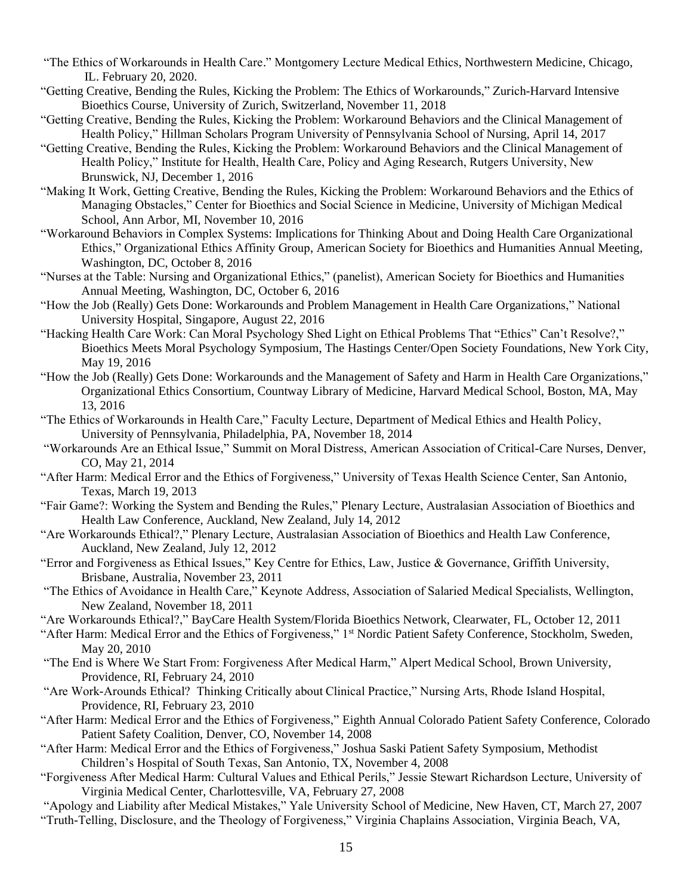"The Ethics of Workarounds in Health Care." Montgomery Lecture Medical Ethics, Northwestern Medicine, Chicago, IL. February 20, 2020.

"Getting Creative, Bending the Rules, Kicking the Problem: The Ethics of Workarounds," Zurich-Harvard Intensive Bioethics Course, University of Zurich, Switzerland, November 11, 2018

"Getting Creative, Bending the Rules, Kicking the Problem: Workaround Behaviors and the Clinical Management of Health Policy," Hillman Scholars Program University of Pennsylvania School of Nursing, April 14, 2017

"Getting Creative, Bending the Rules, Kicking the Problem: Workaround Behaviors and the Clinical Management of Health Policy," Institute for Health, Health Care, Policy and Aging Research, Rutgers University, New Brunswick, NJ, December 1, 2016

"Making It Work, Getting Creative, Bending the Rules, Kicking the Problem: Workaround Behaviors and the Ethics of Managing Obstacles," Center for Bioethics and Social Science in Medicine, University of Michigan Medical School, Ann Arbor, MI, November 10, 2016

"Workaround Behaviors in Complex Systems: Implications for Thinking About and Doing Health Care Organizational Ethics," Organizational Ethics Affinity Group, American Society for Bioethics and Humanities Annual Meeting, Washington, DC, October 8, 2016

"Nurses at the Table: Nursing and Organizational Ethics," (panelist), American Society for Bioethics and Humanities Annual Meeting, Washington, DC, October 6, 2016

"How the Job (Really) Gets Done: Workarounds and Problem Management in Health Care Organizations," National University Hospital, Singapore, August 22, 2016

"Hacking Health Care Work: Can Moral Psychology Shed Light on Ethical Problems That "Ethics" Can't Resolve?," Bioethics Meets Moral Psychology Symposium, The Hastings Center/Open Society Foundations, New York City, May 19, 2016

"How the Job (Really) Gets Done: Workarounds and the Management of Safety and Harm in Health Care Organizations," Organizational Ethics Consortium, Countway Library of Medicine, Harvard Medical School, Boston, MA, May 13, 2016

"The Ethics of Workarounds in Health Care," Faculty Lecture, Department of Medical Ethics and Health Policy, University of Pennsylvania, Philadelphia, PA, November 18, 2014

"Workarounds Are an Ethical Issue," Summit on Moral Distress, American Association of Critical-Care Nurses, Denver, CO, May 21, 2014

"After Harm: Medical Error and the Ethics of Forgiveness," University of Texas Health Science Center, San Antonio, Texas, March 19, 2013

"Fair Game?: Working the System and Bending the Rules," Plenary Lecture, Australasian Association of Bioethics and Health Law Conference, Auckland, New Zealand, July 14, 2012

"Are Workarounds Ethical?," Plenary Lecture, Australasian Association of Bioethics and Health Law Conference, Auckland, New Zealand, July 12, 2012

"Error and Forgiveness as Ethical Issues," Key Centre for Ethics, Law, Justice & Governance, Griffith University, Brisbane, Australia, November 23, 2011

"The Ethics of Avoidance in Health Care," Keynote Address, Association of Salaried Medical Specialists, Wellington, New Zealand, November 18, 2011

"Are Workarounds Ethical?," BayCare Health System/Florida Bioethics Network, Clearwater, FL, October 12, 2011

"After Harm: Medical Error and the Ethics of Forgiveness," 1st Nordic Patient Safety Conference, Stockholm, Sweden, May 20, 2010

"The End is Where We Start From: Forgiveness After Medical Harm," Alpert Medical School, Brown University, Providence, RI, February 24, 2010

"Are Work-Arounds Ethical? Thinking Critically about Clinical Practice," Nursing Arts, Rhode Island Hospital, Providence, RI, February 23, 2010

"After Harm: Medical Error and the Ethics of Forgiveness," Eighth Annual Colorado Patient Safety Conference, Colorado Patient Safety Coalition, Denver, CO, November 14, 2008

"After Harm: Medical Error and the Ethics of Forgiveness," Joshua Saski Patient Safety Symposium, Methodist Children's Hospital of South Texas, San Antonio, TX, November 4, 2008

"Forgiveness After Medical Harm: Cultural Values and Ethical Perils," Jessie Stewart Richardson Lecture, University of Virginia Medical Center, Charlottesville, VA, February 27, 2008

"Apology and Liability after Medical Mistakes," Yale University School of Medicine, New Haven, CT, March 27, 2007

"Truth-Telling, Disclosure, and the Theology of Forgiveness," Virginia Chaplains Association, Virginia Beach, VA,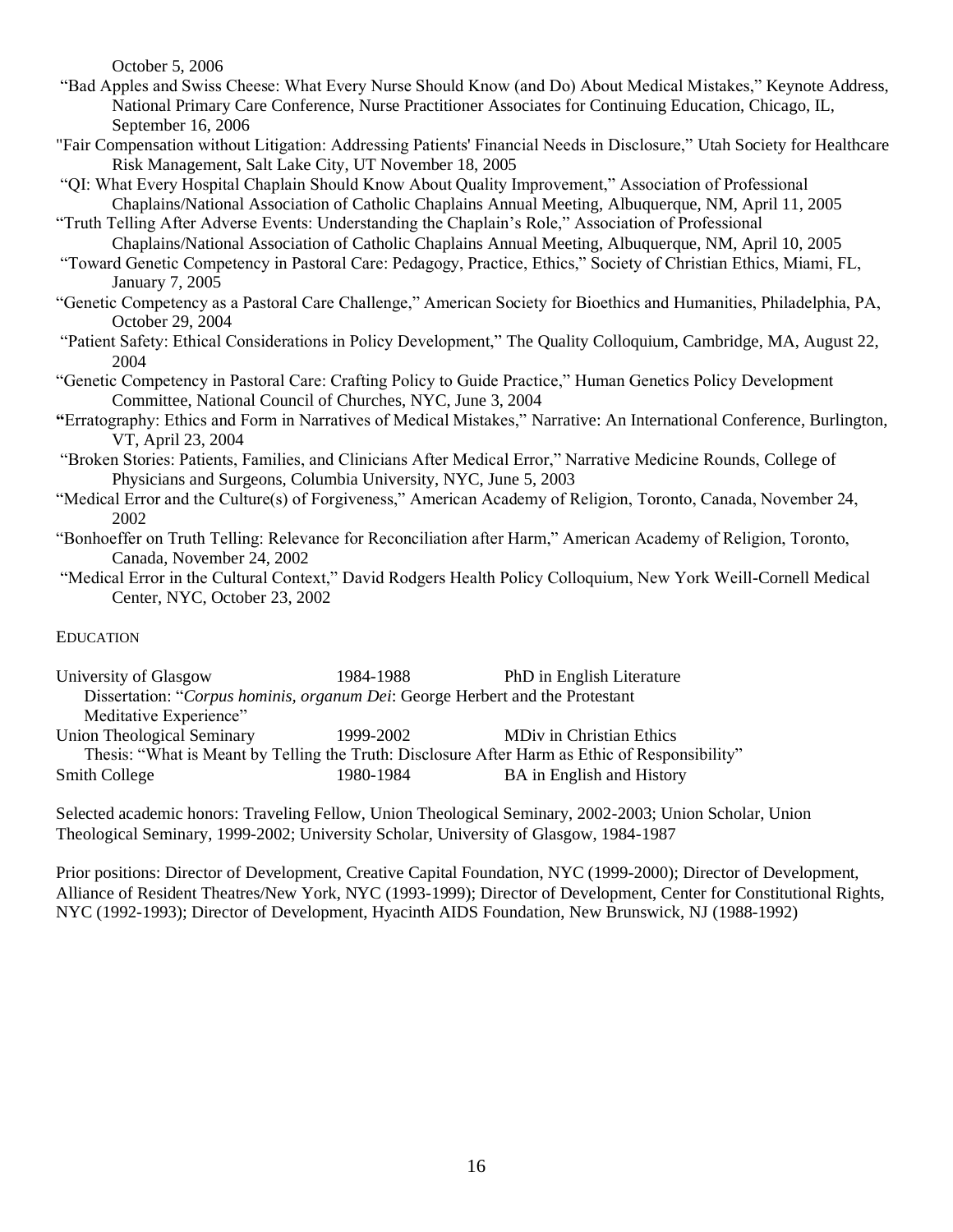October 5, 2006

"Bad Apples and Swiss Cheese: What Every Nurse Should Know (and Do) About Medical Mistakes," Keynote Address, National Primary Care Conference, Nurse Practitioner Associates for Continuing Education, Chicago, IL, September 16, 2006

"Fair Compensation without Litigation: Addressing Patients' Financial Needs in Disclosure," Utah Society for Healthcare Risk Management, Salt Lake City, UT November 18, 2005

"QI: What Every Hospital Chaplain Should Know About Quality Improvement," Association of Professional Chaplains/National Association of Catholic Chaplains Annual Meeting, Albuquerque, NM, April 11, 2005

"Truth Telling After Adverse Events: Understanding the Chaplain's Role," Association of Professional Chaplains/National Association of Catholic Chaplains Annual Meeting, Albuquerque, NM, April 10, 2005

"Toward Genetic Competency in Pastoral Care: Pedagogy, Practice, Ethics," Society of Christian Ethics, Miami, FL, January 7, 2005

"Genetic Competency as a Pastoral Care Challenge," American Society for Bioethics and Humanities, Philadelphia, PA, October 29, 2004

"Patient Safety: Ethical Considerations in Policy Development," The Quality Colloquium, Cambridge, MA, August 22, 2004

"Genetic Competency in Pastoral Care: Crafting Policy to Guide Practice," Human Genetics Policy Development Committee, National Council of Churches, NYC, June 3, 2004

"Erratography: Ethics and Form in Narratives of Medical Mistakes," Narrative: An International Conference, Burlington, VT, April 23, 2004

"Broken Stories: Patients, Families, and Clinicians After Medical Error," Narrative Medicine Rounds, College of Physicians and Surgeons, Columbia University, NYC, June 5, 2003

"Medical Error and the Culture(s) of Forgiveness," American Academy of Religion, Toronto, Canada, November 24, 2002

"Bonhoeffer on Truth Telling: Relevance for Reconciliation after Harm," American Academy of Religion, Toronto, Canada, November 24, 2002

"Medical Error in the Cultural Context," David Rodgers Health Policy Colloquium, New York Weill-Cornell Medical Center, NYC, October 23, 2002

## EDUCATION

University of Glasgow — 1984-1988 — PhD in English Literature
Dissertation: "*Corpus hominis, organum Dei*: George Herbert and the Protestant Meditative Experience"

Union Theological Seminary — 1999-2002 — MDiv in Christian Ethics
Thesis: "What is Meant by Telling the Truth: Disclosure After Harm as Ethic of Responsibility"

Smith College — 1980-1984 — BA in English and History

Selected academic honors: Traveling Fellow, Union Theological Seminary, 2002-2003; Union Scholar, Union Theological Seminary, 1999-2002; University Scholar, University of Glasgow, 1984-1987

Prior positions: Director of Development, Creative Capital Foundation, NYC (1999-2000); Director of Development, Alliance of Resident Theatres/New York, NYC (1993-1999); Director of Development, Center for Constitutional Rights, NYC (1992-1993); Director of Development, Hyacinth AIDS Foundation, New Brunswick, NJ (1988-1992)